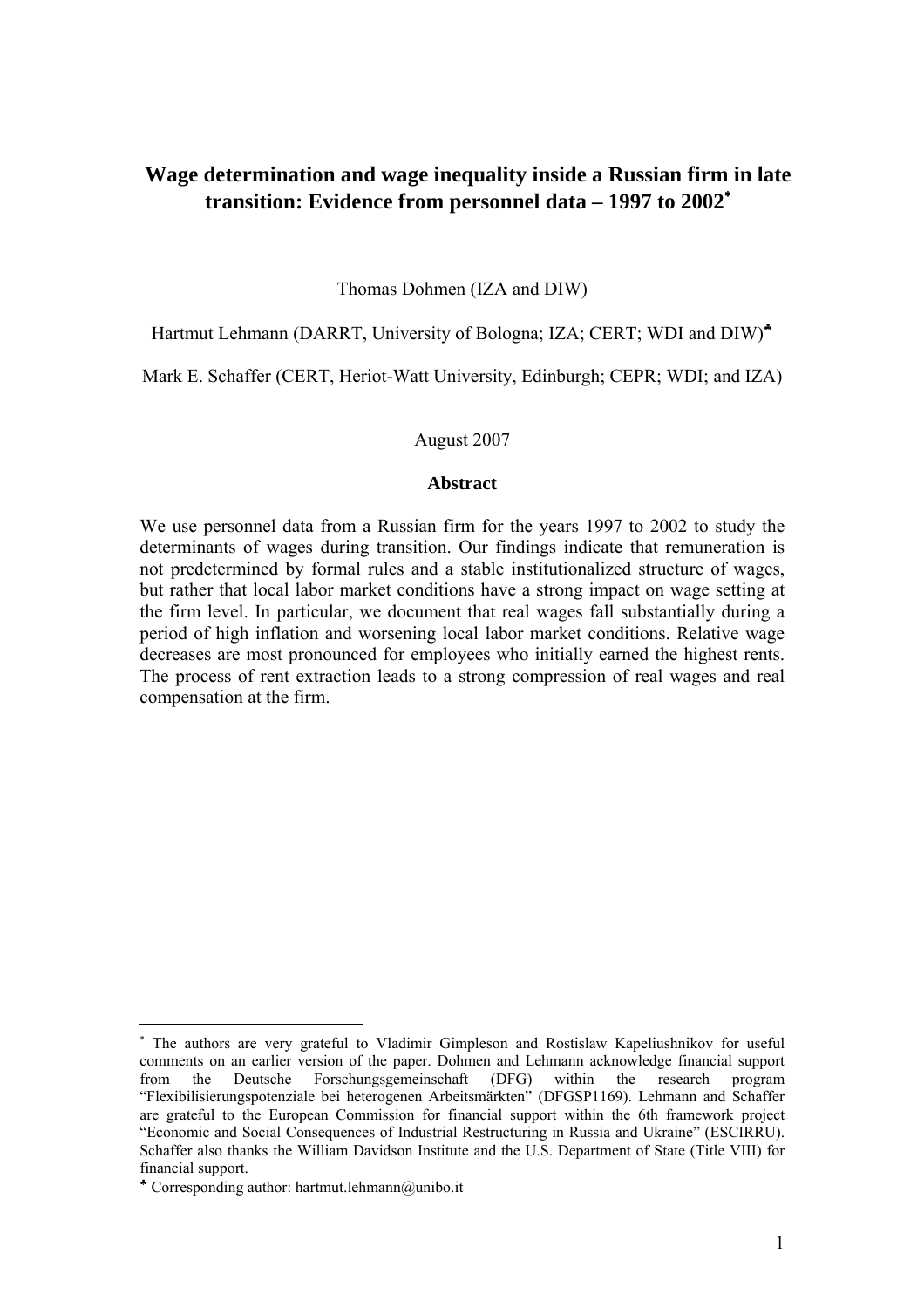# Wage determination and wage inequality inside a Russian firm in late transition: Evidence from personnel data – 1997 to 2002[*]

Thomas Dohmen (IZA and DIW)

Hartmut Lehmann (DARRT, University of Bologna; IZA; CERT; WDI and DIW)[♣]

Mark E. Schaffer (CERT, Heriot-Watt University, Edinburgh; CEPR; WDI; and IZA)

August 2007

## Abstract

We use personnel data from a Russian firm for the years 1997 to 2002 to study the determinants of wages during transition. Our findings indicate that remuneration is not predetermined by formal rules and a stable institutionalized structure of wages, but rather that local labor market conditions have a strong impact on wage setting at the firm level. In particular, we document that real wages fall substantially during a period of high inflation and worsening local labor market conditions. Relative wage decreases are most pronounced for employees who initially earned the highest rents. The process of rent extraction leads to a strong compression of real wages and real compensation at the firm.

---

[*] The authors are very grateful to Vladimir Gimpleson and Rostislaw Kapeliushnikov for useful comments on an earlier version of the paper. Dohmen and Lehmann acknowledge financial support from the Deutsche Forschungsgemeinschaft (DFG) within the research program "Flexibilisierungspotenziale bei heterogenen Arbeitsmärkten" (DFGSP1169). Lehmann and Schaffer are grateful to the European Commission for financial support within the 6th framework project "Economic and Social Consequences of Industrial Restructuring in Russia and Ukraine" (ESCIRRU). Schaffer also thanks the William Davidson Institute and the U.S. Department of State (Title VIII) for financial support.

[♣] Corresponding author: hartmut.lehmann@unibo.it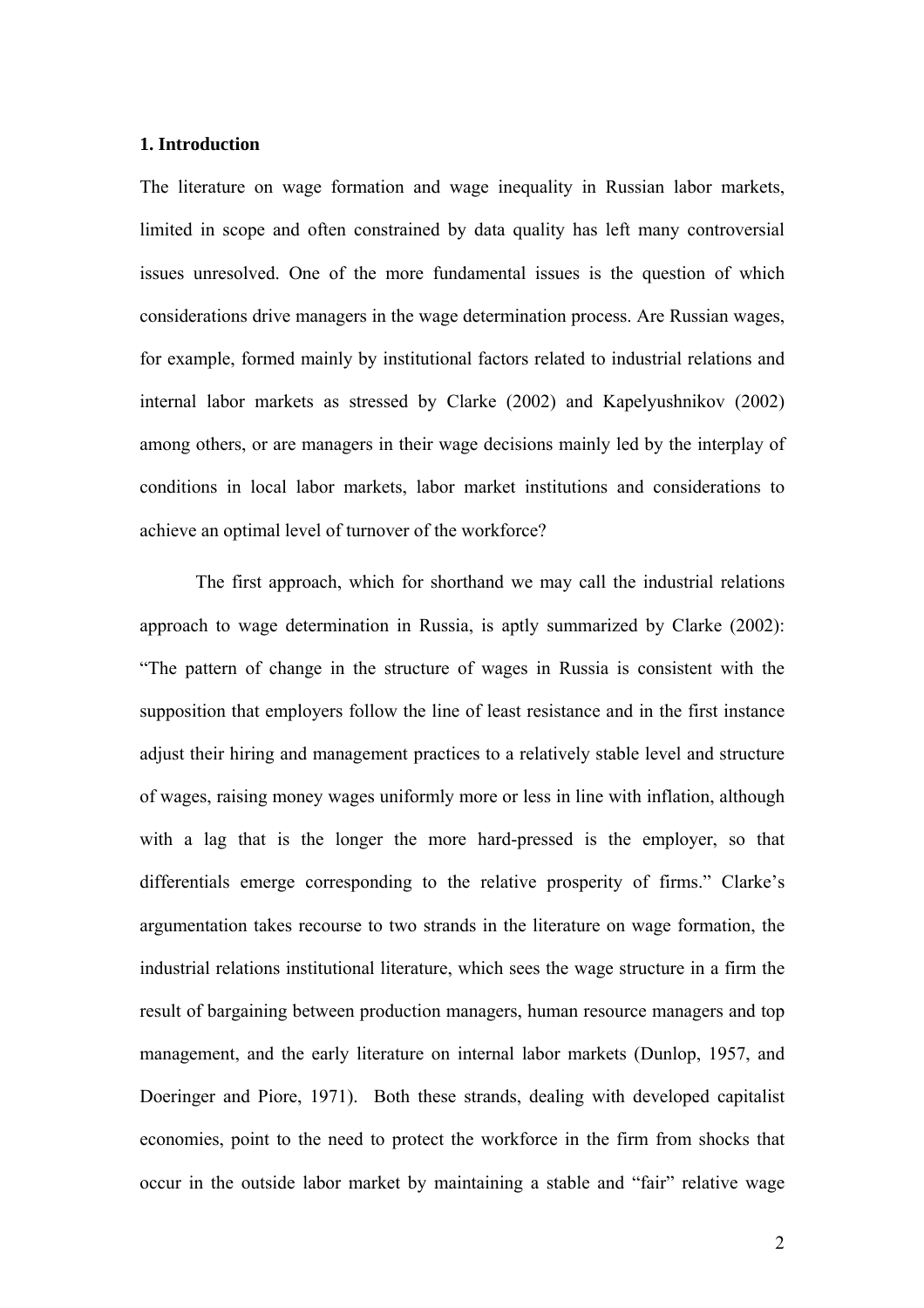## 1. Introduction

The literature on wage formation and wage inequality in Russian labor markets, limited in scope and often constrained by data quality has left many controversial issues unresolved. One of the more fundamental issues is the question of which considerations drive managers in the wage determination process. Are Russian wages, for example, formed mainly by institutional factors related to industrial relations and internal labor markets as stressed by Clarke (2002) and Kapelyushnikov (2002) among others, or are managers in their wage decisions mainly led by the interplay of conditions in local labor markets, labor market institutions and considerations to achieve an optimal level of turnover of the workforce?

The first approach, which for shorthand we may call the industrial relations approach to wage determination in Russia, is aptly summarized by Clarke (2002): "The pattern of change in the structure of wages in Russia is consistent with the supposition that employers follow the line of least resistance and in the first instance adjust their hiring and management practices to a relatively stable level and structure of wages, raising money wages uniformly more or less in line with inflation, although with a lag that is the longer the more hard-pressed is the employer, so that differentials emerge corresponding to the relative prosperity of firms." Clarke's argumentation takes recourse to two strands in the literature on wage formation, the industrial relations institutional literature, which sees the wage structure in a firm the result of bargaining between production managers, human resource managers and top management, and the early literature on internal labor markets (Dunlop, 1957, and Doeringer and Piore, 1971). Both these strands, dealing with developed capitalist economies, point to the need to protect the workforce in the firm from shocks that occur in the outside labor market by maintaining a stable and "fair" relative wage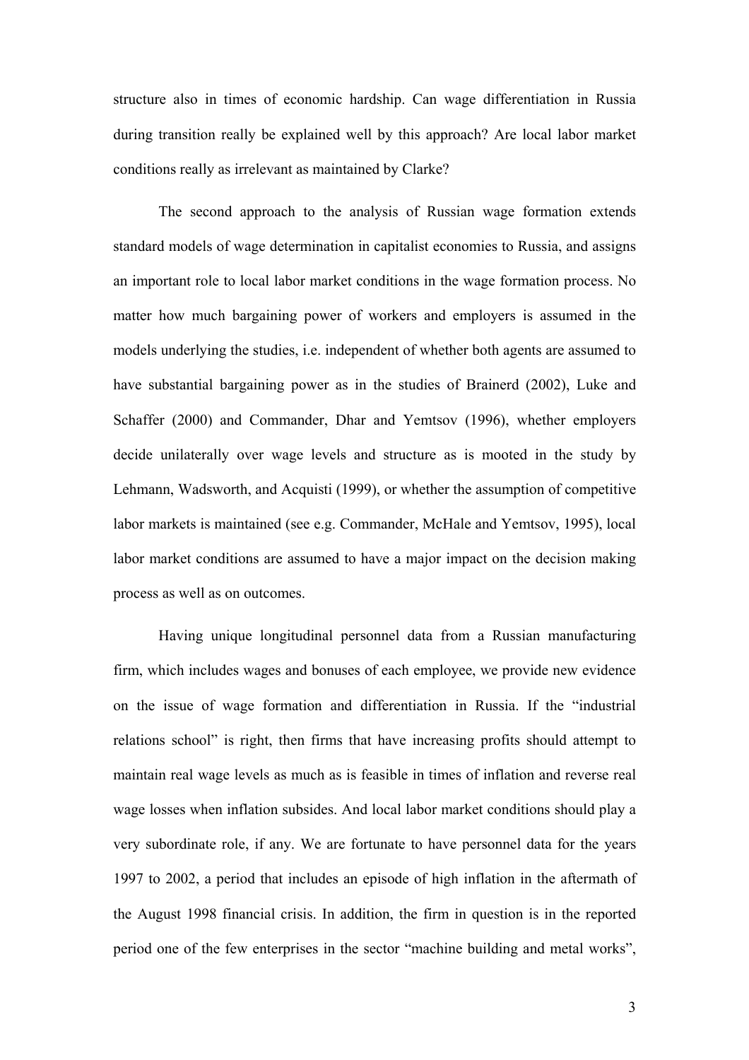structure also in times of economic hardship. Can wage differentiation in Russia during transition really be explained well by this approach? Are local labor market conditions really as irrelevant as maintained by Clarke?

The second approach to the analysis of Russian wage formation extends standard models of wage determination in capitalist economies to Russia, and assigns an important role to local labor market conditions in the wage formation process. No matter how much bargaining power of workers and employers is assumed in the models underlying the studies, i.e. independent of whether both agents are assumed to have substantial bargaining power as in the studies of Brainerd (2002), Luke and Schaffer (2000) and Commander, Dhar and Yemtsov (1996), whether employers decide unilaterally over wage levels and structure as is mooted in the study by Lehmann, Wadsworth, and Acquisti (1999), or whether the assumption of competitive labor markets is maintained (see e.g. Commander, McHale and Yemtsov, 1995), local labor market conditions are assumed to have a major impact on the decision making process as well as on outcomes.

Having unique longitudinal personnel data from a Russian manufacturing firm, which includes wages and bonuses of each employee, we provide new evidence on the issue of wage formation and differentiation in Russia. If the "industrial relations school" is right, then firms that have increasing profits should attempt to maintain real wage levels as much as is feasible in times of inflation and reverse real wage losses when inflation subsides. And local labor market conditions should play a very subordinate role, if any. We are fortunate to have personnel data for the years 1997 to 2002, a period that includes an episode of high inflation in the aftermath of the August 1998 financial crisis. In addition, the firm in question is in the reported period one of the few enterprises in the sector "machine building and metal works",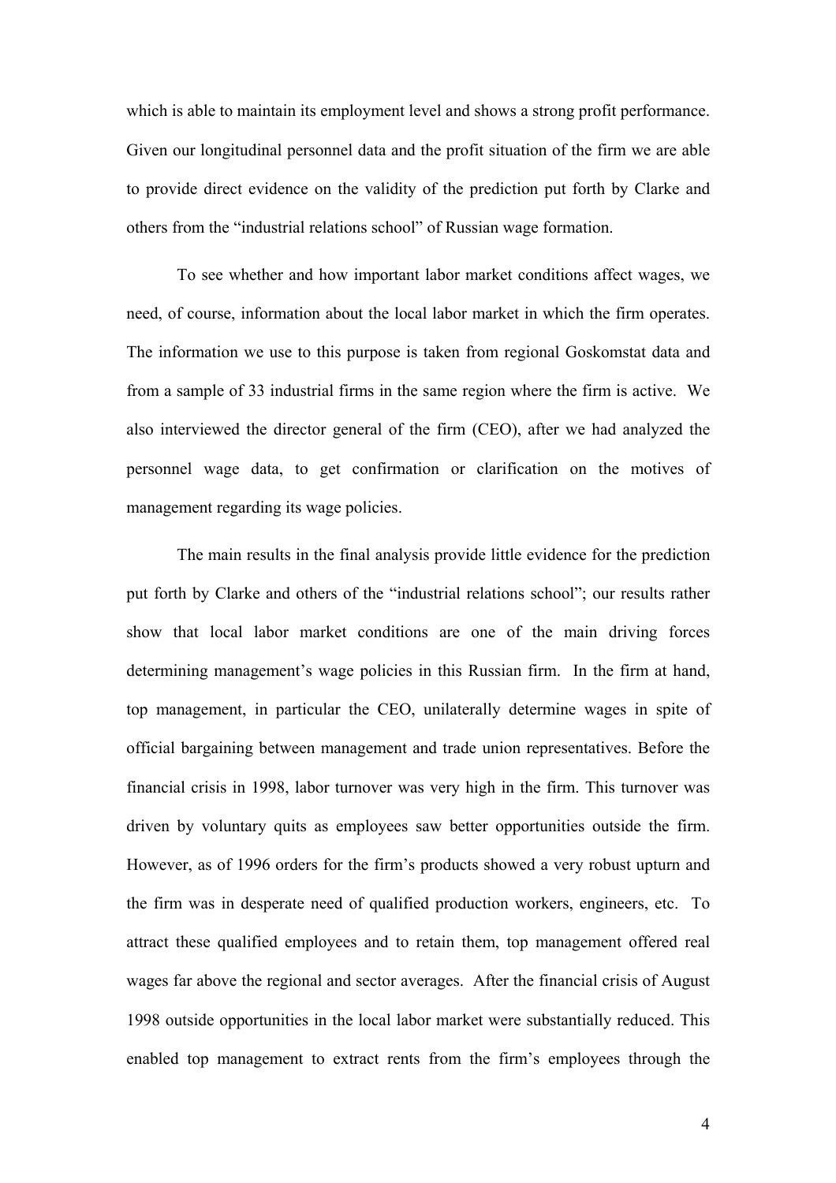which is able to maintain its employment level and shows a strong profit performance. Given our longitudinal personnel data and the profit situation of the firm we are able to provide direct evidence on the validity of the prediction put forth by Clarke and others from the "industrial relations school" of Russian wage formation.

To see whether and how important labor market conditions affect wages, we need, of course, information about the local labor market in which the firm operates. The information we use to this purpose is taken from regional Goskomstat data and from a sample of 33 industrial firms in the same region where the firm is active. We also interviewed the director general of the firm (CEO), after we had analyzed the personnel wage data, to get confirmation or clarification on the motives of management regarding its wage policies.

The main results in the final analysis provide little evidence for the prediction put forth by Clarke and others of the "industrial relations school"; our results rather show that local labor market conditions are one of the main driving forces determining management's wage policies in this Russian firm. In the firm at hand, top management, in particular the CEO, unilaterally determine wages in spite of official bargaining between management and trade union representatives. Before the financial crisis in 1998, labor turnover was very high in the firm. This turnover was driven by voluntary quits as employees saw better opportunities outside the firm. However, as of 1996 orders for the firm's products showed a very robust upturn and the firm was in desperate need of qualified production workers, engineers, etc. To attract these qualified employees and to retain them, top management offered real wages far above the regional and sector averages. After the financial crisis of August 1998 outside opportunities in the local labor market were substantially reduced. This enabled top management to extract rents from the firm's employees through the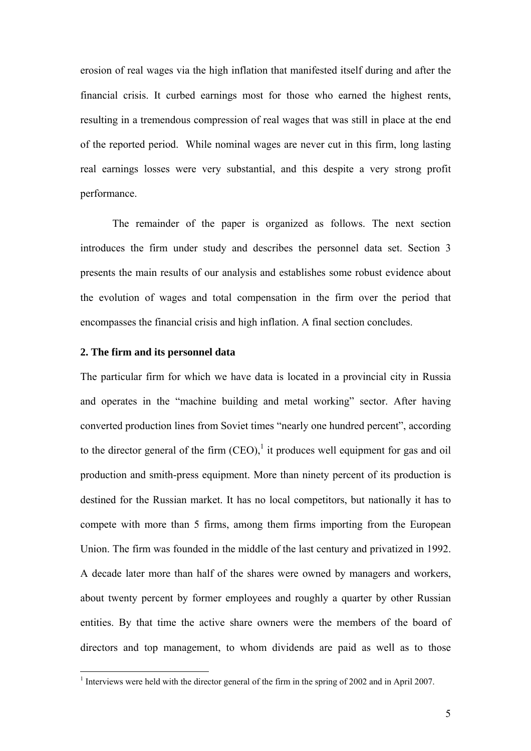erosion of real wages via the high inflation that manifested itself during and after the financial crisis. It curbed earnings most for those who earned the highest rents, resulting in a tremendous compression of real wages that was still in place at the end of the reported period. While nominal wages are never cut in this firm, long lasting real earnings losses were very substantial, and this despite a very strong profit performance.

The remainder of the paper is organized as follows. The next section introduces the firm under study and describes the personnel data set. Section 3 presents the main results of our analysis and establishes some robust evidence about the evolution of wages and total compensation in the firm over the period that encompasses the financial crisis and high inflation. A final section concludes.

## 2. The firm and its personnel data

The particular firm for which we have data is located in a provincial city in Russia and operates in the "machine building and metal working" sector. After having converted production lines from Soviet times "nearly one hundred percent", according to the director general of the firm (CEO),[1] it produces well equipment for gas and oil production and smith-press equipment. More than ninety percent of its production is destined for the Russian market. It has no local competitors, but nationally it has to compete with more than 5 firms, among them firms importing from the European Union. The firm was founded in the middle of the last century and privatized in 1992. A decade later more than half of the shares were owned by managers and workers, about twenty percent by former employees and roughly a quarter by other Russian entities. By that time the active share owners were the members of the board of directors and top management, to whom dividends are paid as well as to those

[1] Interviews were held with the director general of the firm in the spring of 2002 and in April 2007.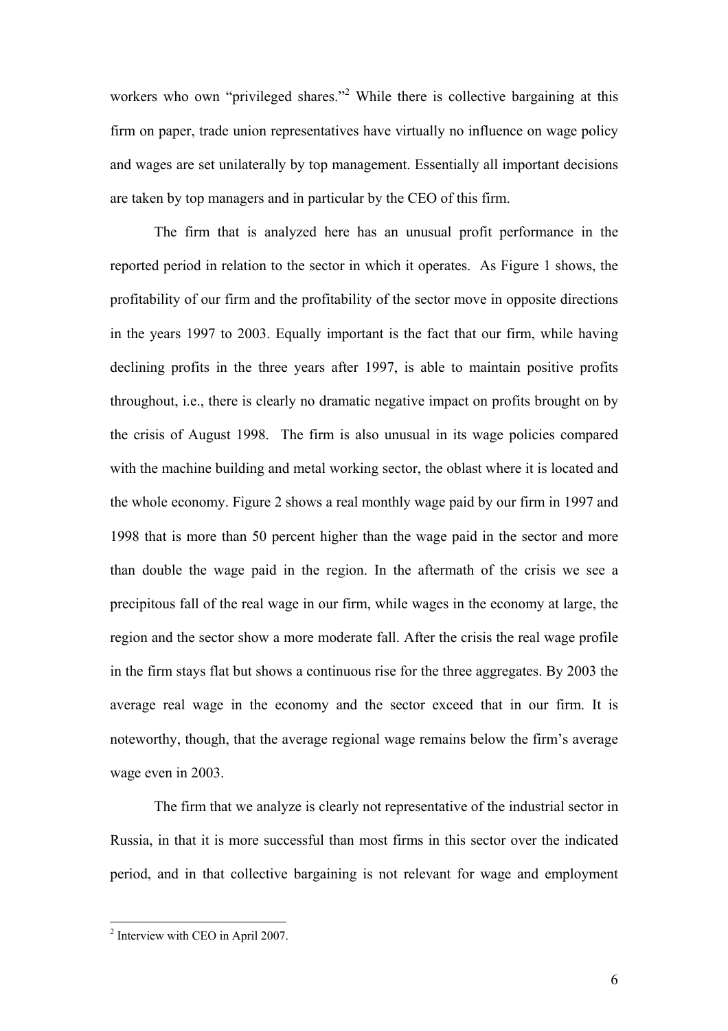workers who own "privileged shares."[2] While there is collective bargaining at this firm on paper, trade union representatives have virtually no influence on wage policy and wages are set unilaterally by top management. Essentially all important decisions are taken by top managers and in particular by the CEO of this firm.

The firm that is analyzed here has an unusual profit performance in the reported period in relation to the sector in which it operates. As Figure 1 shows, the profitability of our firm and the profitability of the sector move in opposite directions in the years 1997 to 2003. Equally important is the fact that our firm, while having declining profits in the three years after 1997, is able to maintain positive profits throughout, i.e., there is clearly no dramatic negative impact on profits brought on by the crisis of August 1998. The firm is also unusual in its wage policies compared with the machine building and metal working sector, the oblast where it is located and the whole economy. Figure 2 shows a real monthly wage paid by our firm in 1997 and 1998 that is more than 50 percent higher than the wage paid in the sector and more than double the wage paid in the region. In the aftermath of the crisis we see a precipitous fall of the real wage in our firm, while wages in the economy at large, the region and the sector show a more moderate fall. After the crisis the real wage profile in the firm stays flat but shows a continuous rise for the three aggregates. By 2003 the average real wage in the economy and the sector exceed that in our firm. It is noteworthy, though, that the average regional wage remains below the firm's average wage even in 2003.

The firm that we analyze is clearly not representative of the industrial sector in Russia, in that it is more successful than most firms in this sector over the indicated period, and in that collective bargaining is not relevant for wage and employment

[2] Interview with CEO in April 2007.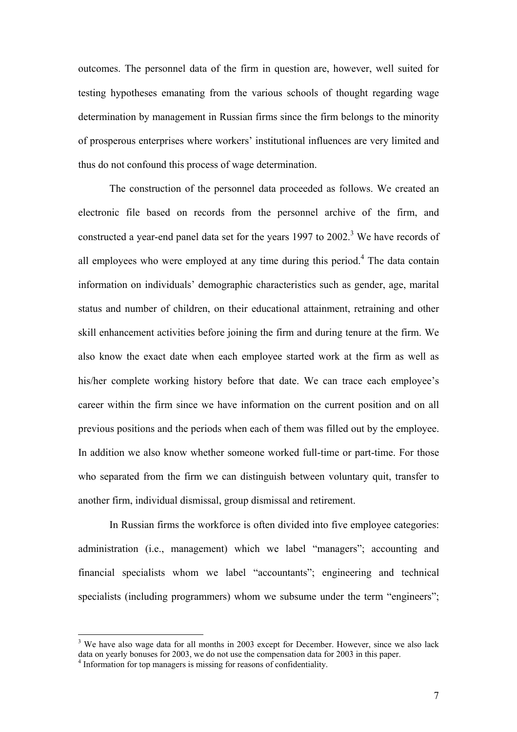outcomes. The personnel data of the firm in question are, however, well suited for testing hypotheses emanating from the various schools of thought regarding wage determination by management in Russian firms since the firm belongs to the minority of prosperous enterprises where workers' institutional influences are very limited and thus do not confound this process of wage determination.

The construction of the personnel data proceeded as follows. We created an electronic file based on records from the personnel archive of the firm, and constructed a year-end panel data set for the years 1997 to 2002.[3] We have records of all employees who were employed at any time during this period.[4] The data contain information on individuals' demographic characteristics such as gender, age, marital status and number of children, on their educational attainment, retraining and other skill enhancement activities before joining the firm and during tenure at the firm. We also know the exact date when each employee started work at the firm as well as his/her complete working history before that date. We can trace each employee's career within the firm since we have information on the current position and on all previous positions and the periods when each of them was filled out by the employee. In addition we also know whether someone worked full-time or part-time. For those who separated from the firm we can distinguish between voluntary quit, transfer to another firm, individual dismissal, group dismissal and retirement.

In Russian firms the workforce is often divided into five employee categories: administration (i.e., management) which we label "managers"; accounting and financial specialists whom we label "accountants"; engineering and technical specialists (including programmers) whom we subsume under the term "engineers";

---

[3] We have also wage data for all months in 2003 except for December. However, since we also lack data on yearly bonuses for 2003, we do not use the compensation data for 2003 in this paper.

[4] Information for top managers is missing for reasons of confidentiality.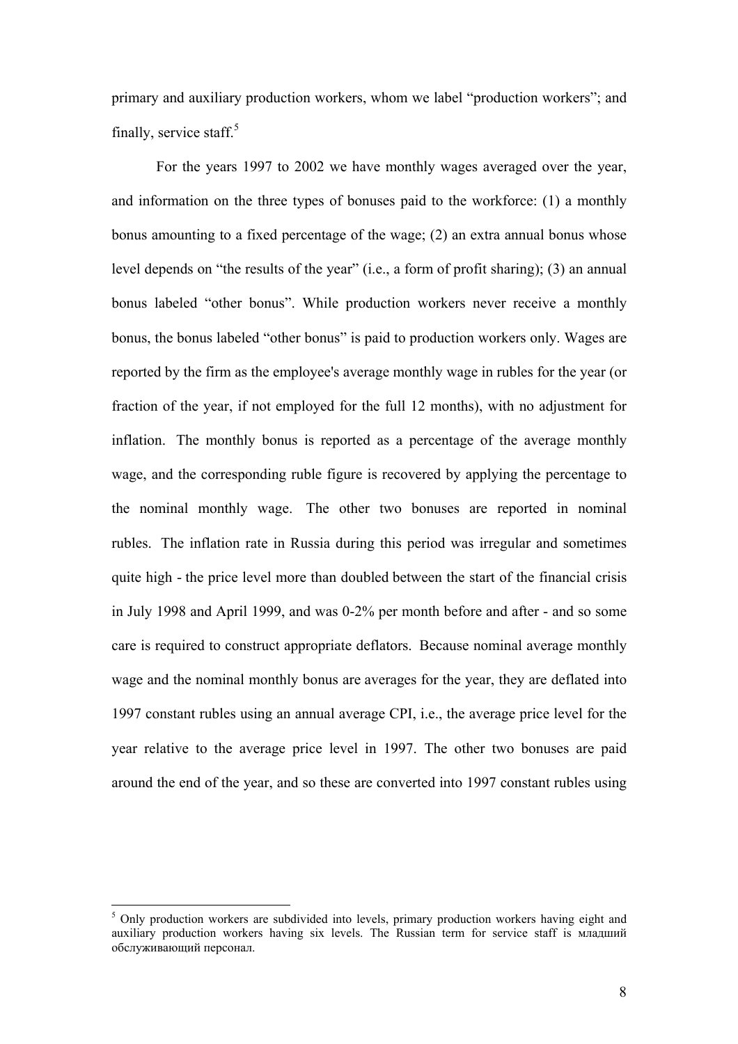primary and auxiliary production workers, whom we label "production workers"; and finally, service staff.[5]

For the years 1997 to 2002 we have monthly wages averaged over the year, and information on the three types of bonuses paid to the workforce: (1) a monthly bonus amounting to a fixed percentage of the wage; (2) an extra annual bonus whose level depends on "the results of the year" (i.e., a form of profit sharing); (3) an annual bonus labeled "other bonus". While production workers never receive a monthly bonus, the bonus labeled "other bonus" is paid to production workers only. Wages are reported by the firm as the employee's average monthly wage in rubles for the year (or fraction of the year, if not employed for the full 12 months), with no adjustment for inflation. The monthly bonus is reported as a percentage of the average monthly wage, and the corresponding ruble figure is recovered by applying the percentage to the nominal monthly wage. The other two bonuses are reported in nominal rubles. The inflation rate in Russia during this period was irregular and sometimes quite high - the price level more than doubled between the start of the financial crisis in July 1998 and April 1999, and was 0-2% per month before and after - and so some care is required to construct appropriate deflators. Because nominal average monthly wage and the nominal monthly bonus are averages for the year, they are deflated into 1997 constant rubles using an annual average CPI, i.e., the average price level for the year relative to the average price level in 1997. The other two bonuses are paid around the end of the year, and so these are converted into 1997 constant rubles using

---

[5] Only production workers are subdivided into levels, primary production workers having eight and auxiliary production workers having six levels. The Russian term for service staff is младший обслуживающий персонал.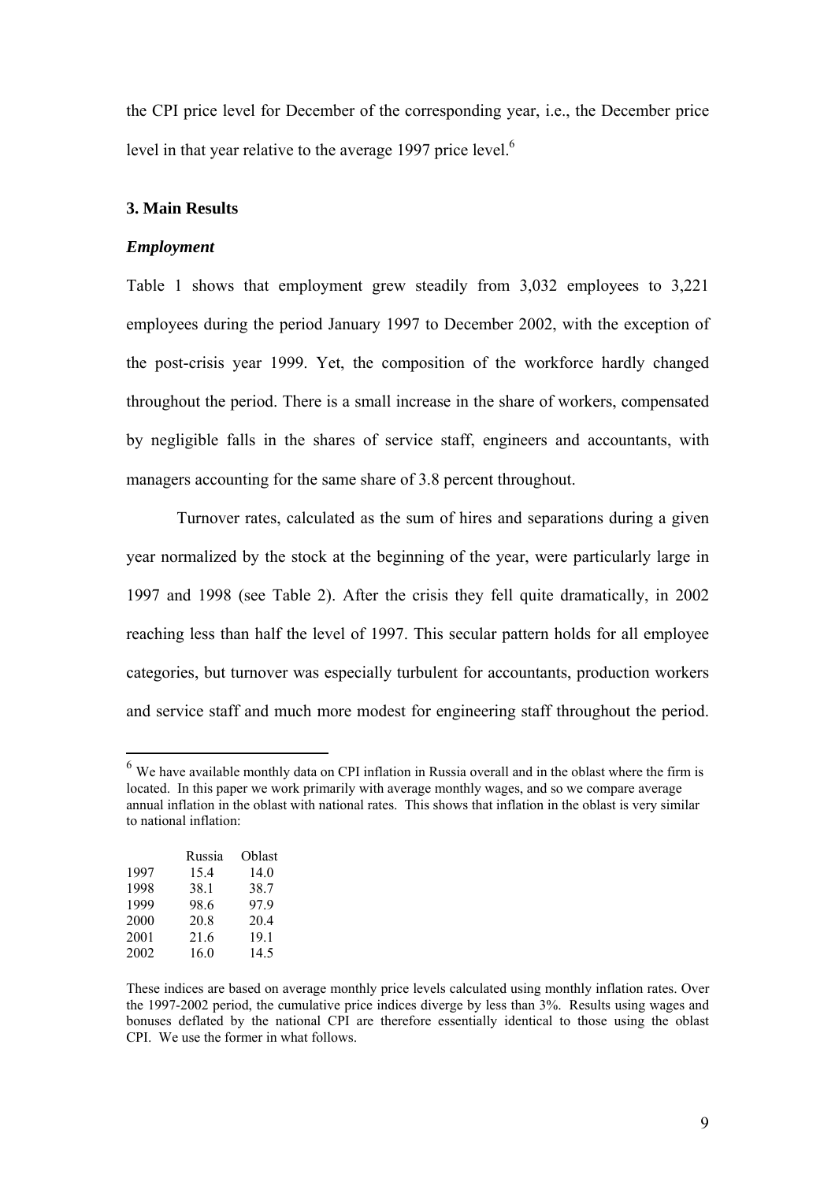the CPI price level for December of the corresponding year, i.e., the December price level in that year relative to the average 1997 price level.[6]

## 3. Main Results

### *Employment*

Table 1 shows that employment grew steadily from 3,032 employees to 3,221 employees during the period January 1997 to December 2002, with the exception of the post-crisis year 1999. Yet, the composition of the workforce hardly changed throughout the period. There is a small increase in the share of workers, compensated by negligible falls in the shares of service staff, engineers and accountants, with managers accounting for the same share of 3.8 percent throughout.

Turnover rates, calculated as the sum of hires and separations during a given year normalized by the stock at the beginning of the year, were particularly large in 1997 and 1998 (see Table 2). After the crisis they fell quite dramatically, in 2002 reaching less than half the level of 1997. This secular pattern holds for all employee categories, but turnover was especially turbulent for accountants, production workers and service staff and much more modest for engineering staff throughout the period.

---

[6] We have available monthly data on CPI inflation in Russia overall and in the oblast where the firm is located. In this paper we work primarily with average monthly wages, and so we compare average annual inflation in the oblast with national rates. This shows that inflation in the oblast is very similar to national inflation:

| | Russia | Oblast |
|---|---|---|
| 1997 | 15.4 | 14.0 |
| 1998 | 38.1 | 38.7 |
| 1999 | 98.6 | 97.9 |
| 2000 | 20.8 | 20.4 |
| 2001 | 21.6 | 19.1 |
| 2002 | 16.0 | 14.5 |

These indices are based on average monthly price levels calculated using monthly inflation rates. Over the 1997-2002 period, the cumulative price indices diverge by less than 3%. Results using wages and bonuses deflated by the national CPI are therefore essentially identical to those using the oblast CPI. We use the former in what follows.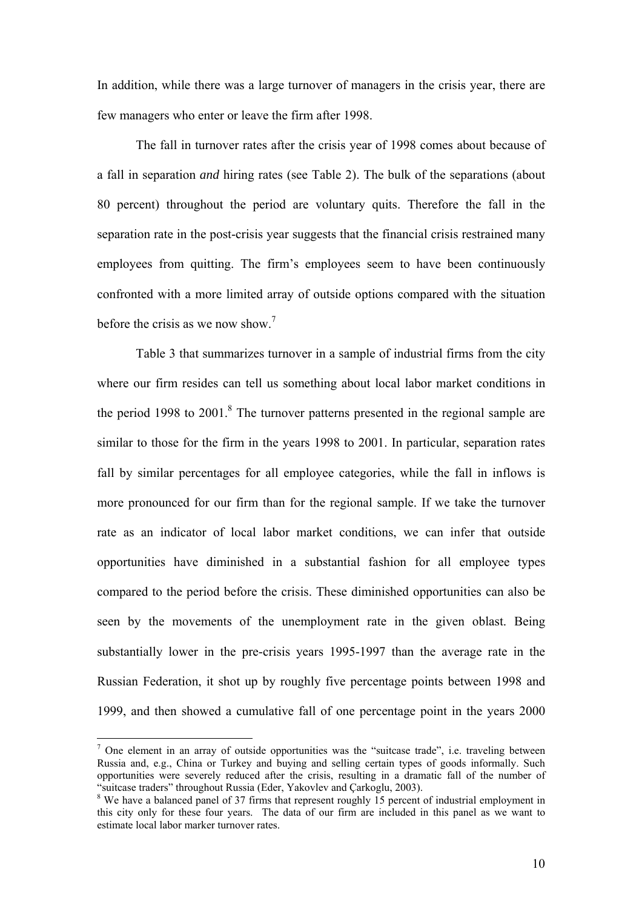In addition, while there was a large turnover of managers in the crisis year, there are few managers who enter or leave the firm after 1998.

The fall in turnover rates after the crisis year of 1998 comes about because of a fall in separation *and* hiring rates (see Table 2). The bulk of the separations (about 80 percent) throughout the period are voluntary quits. Therefore the fall in the separation rate in the post-crisis year suggests that the financial crisis restrained many employees from quitting. The firm's employees seem to have been continuously confronted with a more limited array of outside options compared with the situation before the crisis as we now show.[7]

Table 3 that summarizes turnover in a sample of industrial firms from the city where our firm resides can tell us something about local labor market conditions in the period 1998 to 2001.[8] The turnover patterns presented in the regional sample are similar to those for the firm in the years 1998 to 2001. In particular, separation rates fall by similar percentages for all employee categories, while the fall in inflows is more pronounced for our firm than for the regional sample. If we take the turnover rate as an indicator of local labor market conditions, we can infer that outside opportunities have diminished in a substantial fashion for all employee types compared to the period before the crisis. These diminished opportunities can also be seen by the movements of the unemployment rate in the given oblast. Being substantially lower in the pre-crisis years 1995-1997 than the average rate in the Russian Federation, it shot up by roughly five percentage points between 1998 and 1999, and then showed a cumulative fall of one percentage point in the years 2000

---

[7] One element in an array of outside opportunities was the "suitcase trade", i.e. traveling between Russia and, e.g., China or Turkey and buying and selling certain types of goods informally. Such opportunities were severely reduced after the crisis, resulting in a dramatic fall of the number of "suitcase traders" throughout Russia (Eder, Yakovlev and Çarkoglu, 2003).

[8] We have a balanced panel of 37 firms that represent roughly 15 percent of industrial employment in this city only for these four years. The data of our firm are included in this panel as we want to estimate local labor marker turnover rates.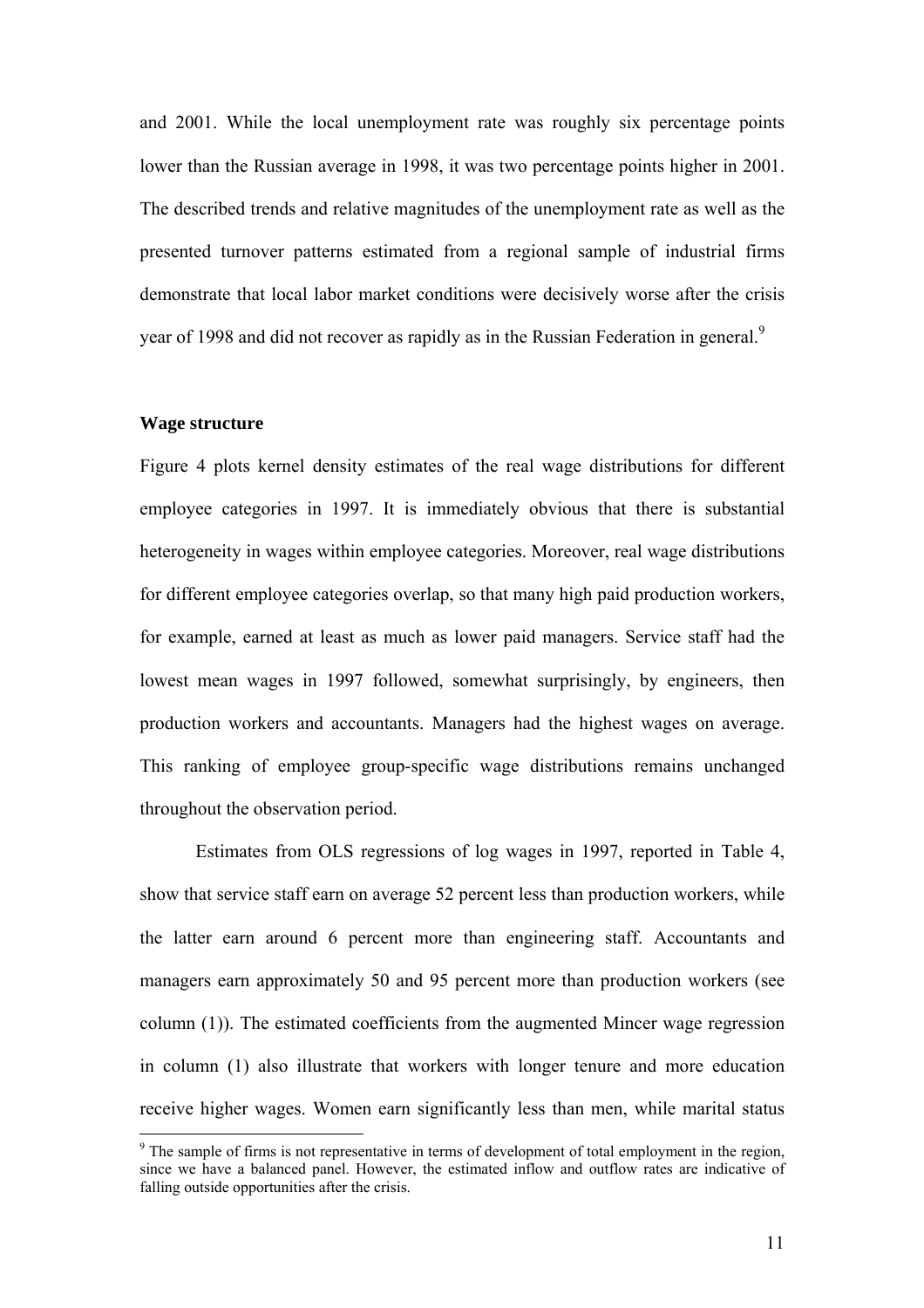and 2001. While the local unemployment rate was roughly six percentage points lower than the Russian average in 1998, it was two percentage points higher in 2001. The described trends and relative magnitudes of the unemployment rate as well as the presented turnover patterns estimated from a regional sample of industrial firms demonstrate that local labor market conditions were decisively worse after the crisis year of 1998 and did not recover as rapidly as in the Russian Federation in general.[9]

**Wage structure**

Figure 4 plots kernel density estimates of the real wage distributions for different employee categories in 1997. It is immediately obvious that there is substantial heterogeneity in wages within employee categories. Moreover, real wage distributions for different employee categories overlap, so that many high paid production workers, for example, earned at least as much as lower paid managers. Service staff had the lowest mean wages in 1997 followed, somewhat surprisingly, by engineers, then production workers and accountants. Managers had the highest wages on average. This ranking of employee group-specific wage distributions remains unchanged throughout the observation period.

Estimates from OLS regressions of log wages in 1997, reported in Table 4, show that service staff earn on average 52 percent less than production workers, while the latter earn around 6 percent more than engineering staff. Accountants and managers earn approximately 50 and 95 percent more than production workers (see column (1)). The estimated coefficients from the augmented Mincer wage regression in column (1) also illustrate that workers with longer tenure and more education receive higher wages. Women earn significantly less than men, while marital status

[9] The sample of firms is not representative in terms of development of total employment in the region, since we have a balanced panel. However, the estimated inflow and outflow rates are indicative of falling outside opportunities after the crisis.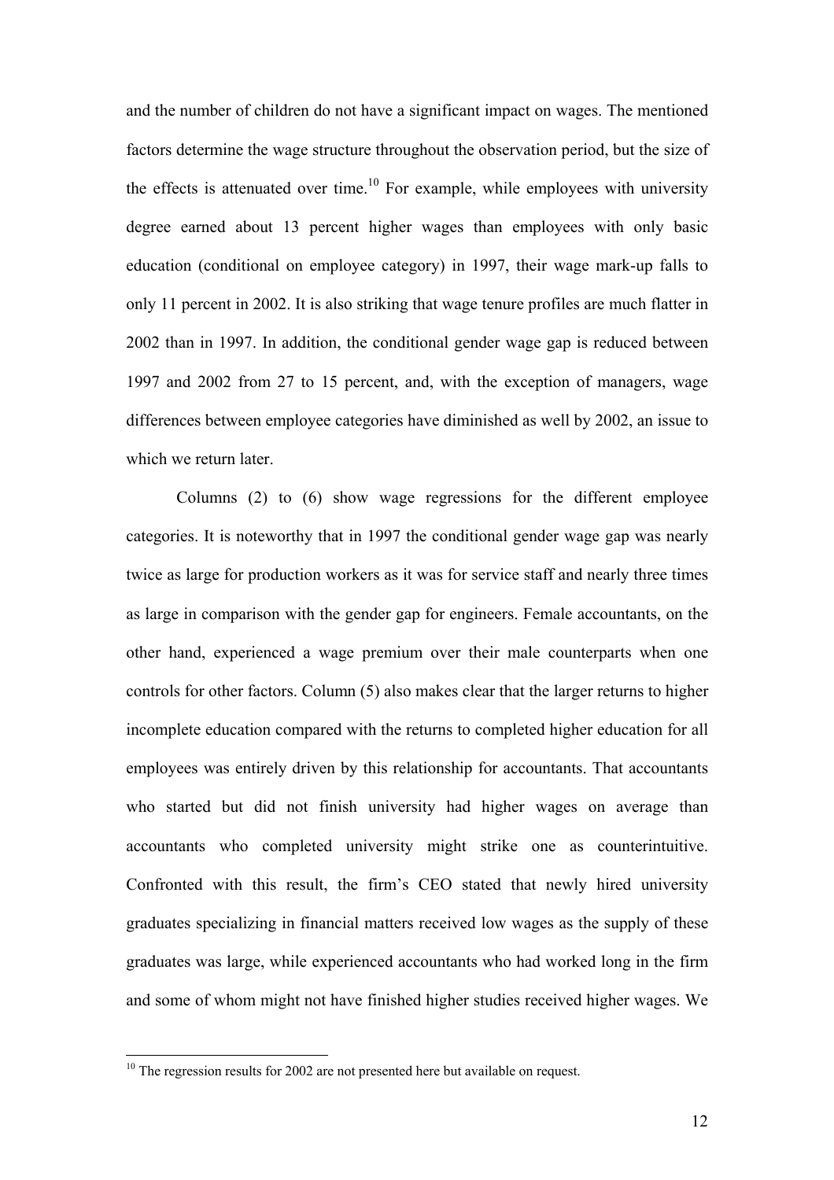and the number of children do not have a significant impact on wages. The mentioned factors determine the wage structure throughout the observation period, but the size of the effects is attenuated over time.[10] For example, while employees with university degree earned about 13 percent higher wages than employees with only basic education (conditional on employee category) in 1997, their wage mark-up falls to only 11 percent in 2002. It is also striking that wage tenure profiles are much flatter in 2002 than in 1997. In addition, the conditional gender wage gap is reduced between 1997 and 2002 from 27 to 15 percent, and, with the exception of managers, wage differences between employee categories have diminished as well by 2002, an issue to which we return later.

Columns (2) to (6) show wage regressions for the different employee categories. It is noteworthy that in 1997 the conditional gender wage gap was nearly twice as large for production workers as it was for service staff and nearly three times as large in comparison with the gender gap for engineers. Female accountants, on the other hand, experienced a wage premium over their male counterparts when one controls for other factors. Column (5) also makes clear that the larger returns to higher incomplete education compared with the returns to completed higher education for all employees was entirely driven by this relationship for accountants. That accountants who started but did not finish university had higher wages on average than accountants who completed university might strike one as counterintuitive. Confronted with this result, the firm's CEO stated that newly hired university graduates specializing in financial matters received low wages as the supply of these graduates was large, while experienced accountants who had worked long in the firm and some of whom might not have finished higher studies received higher wages. We

[10] The regression results for 2002 are not presented here but available on request.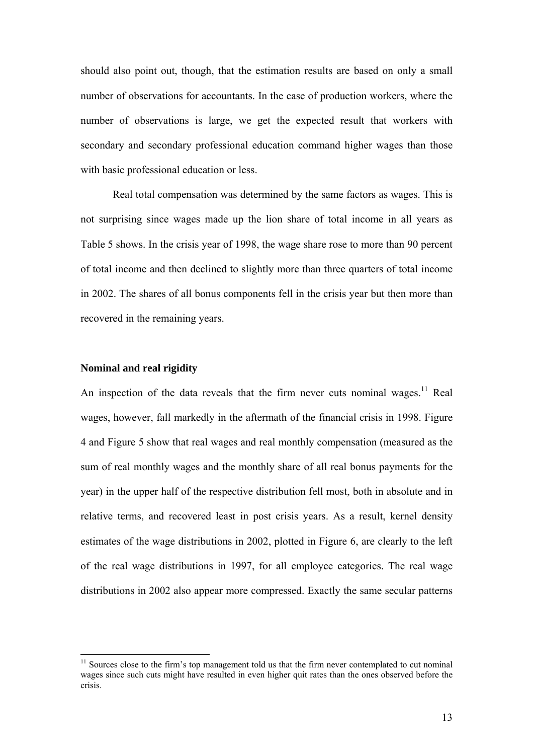should also point out, though, that the estimation results are based on only a small number of observations for accountants. In the case of production workers, where the number of observations is large, we get the expected result that workers with secondary and secondary professional education command higher wages than those with basic professional education or less.

Real total compensation was determined by the same factors as wages. This is not surprising since wages made up the lion share of total income in all years as Table 5 shows. In the crisis year of 1998, the wage share rose to more than 90 percent of total income and then declined to slightly more than three quarters of total income in 2002. The shares of all bonus components fell in the crisis year but then more than recovered in the remaining years.

**Nominal and real rigidity**

An inspection of the data reveals that the firm never cuts nominal wages.[11] Real wages, however, fall markedly in the aftermath of the financial crisis in 1998. Figure 4 and Figure 5 show that real wages and real monthly compensation (measured as the sum of real monthly wages and the monthly share of all real bonus payments for the year) in the upper half of the respective distribution fell most, both in absolute and in relative terms, and recovered least in post crisis years. As a result, kernel density estimates of the wage distributions in 2002, plotted in Figure 6, are clearly to the left of the real wage distributions in 1997, for all employee categories. The real wage distributions in 2002 also appear more compressed. Exactly the same secular patterns

---

[11] Sources close to the firm's top management told us that the firm never contemplated to cut nominal wages since such cuts might have resulted in even higher quit rates than the ones observed before the crisis.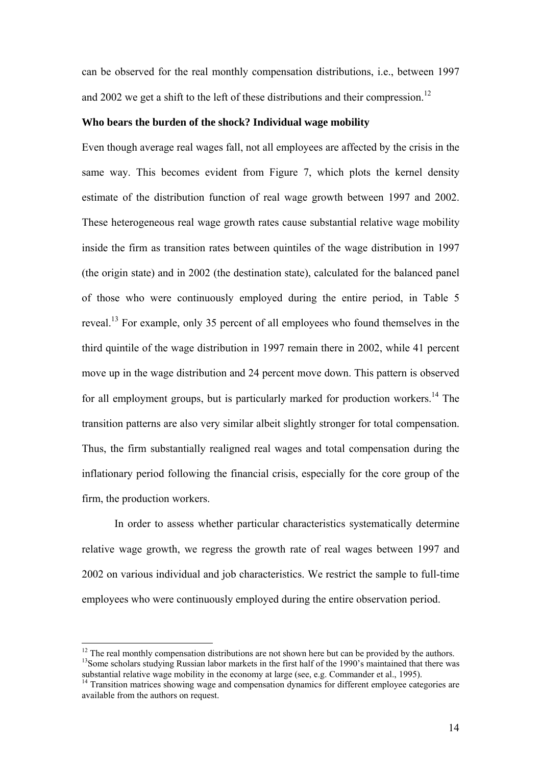can be observed for the real monthly compensation distributions, i.e., between 1997 and 2002 we get a shift to the left of these distributions and their compression.[12]

**Who bears the burden of the shock? Individual wage mobility**

Even though average real wages fall, not all employees are affected by the crisis in the same way. This becomes evident from Figure 7, which plots the kernel density estimate of the distribution function of real wage growth between 1997 and 2002. These heterogeneous real wage growth rates cause substantial relative wage mobility inside the firm as transition rates between quintiles of the wage distribution in 1997 (the origin state) and in 2002 (the destination state), calculated for the balanced panel of those who were continuously employed during the entire period, in Table 5 reveal.[13] For example, only 35 percent of all employees who found themselves in the third quintile of the wage distribution in 1997 remain there in 2002, while 41 percent move up in the wage distribution and 24 percent move down. This pattern is observed for all employment groups, but is particularly marked for production workers.[14] The transition patterns are also very similar albeit slightly stronger for total compensation. Thus, the firm substantially realigned real wages and total compensation during the inflationary period following the financial crisis, especially for the core group of the firm, the production workers.

In order to assess whether particular characteristics systematically determine relative wage growth, we regress the growth rate of real wages between 1997 and 2002 on various individual and job characteristics. We restrict the sample to full-time employees who were continuously employed during the entire observation period.

---

[12] The real monthly compensation distributions are not shown here but can be provided by the authors.

[13] Some scholars studying Russian labor markets in the first half of the 1990's maintained that there was substantial relative wage mobility in the economy at large (see, e.g. Commander et al., 1995).

[14] Transition matrices showing wage and compensation dynamics for different employee categories are available from the authors on request.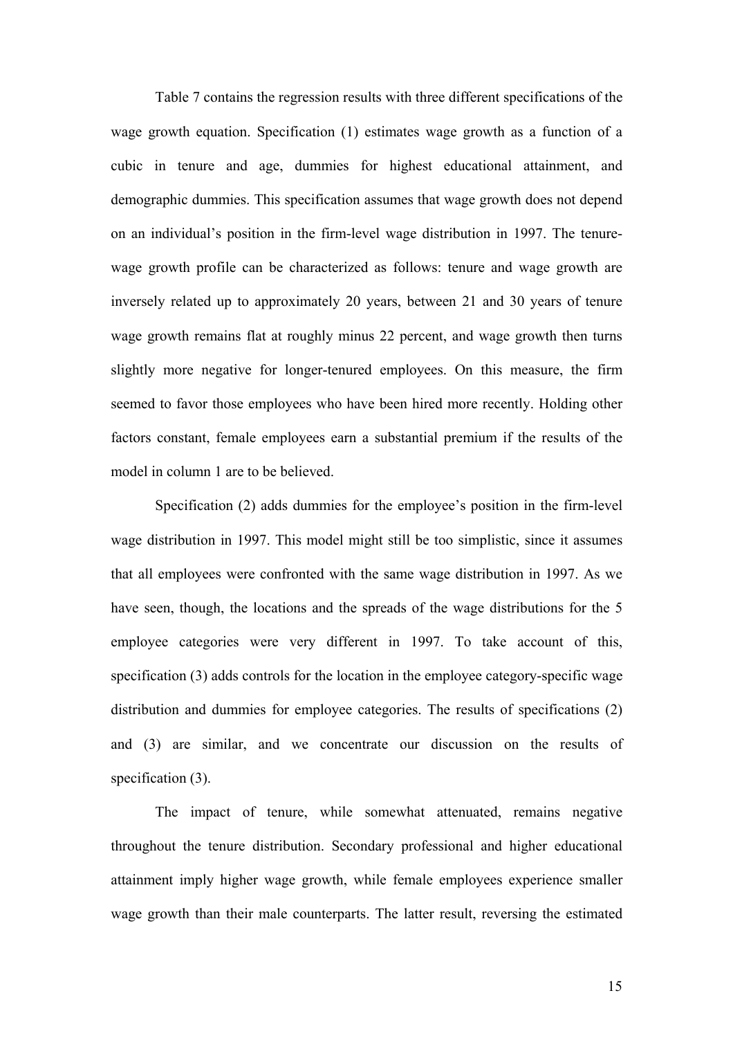Table 7 contains the regression results with three different specifications of the wage growth equation. Specification (1) estimates wage growth as a function of a cubic in tenure and age, dummies for highest educational attainment, and demographic dummies. This specification assumes that wage growth does not depend on an individual's position in the firm-level wage distribution in 1997. The tenure-wage growth profile can be characterized as follows: tenure and wage growth are inversely related up to approximately 20 years, between 21 and 30 years of tenure wage growth remains flat at roughly minus 22 percent, and wage growth then turns slightly more negative for longer-tenured employees. On this measure, the firm seemed to favor those employees who have been hired more recently. Holding other factors constant, female employees earn a substantial premium if the results of the model in column 1 are to be believed.

Specification (2) adds dummies for the employee's position in the firm-level wage distribution in 1997. This model might still be too simplistic, since it assumes that all employees were confronted with the same wage distribution in 1997. As we have seen, though, the locations and the spreads of the wage distributions for the 5 employee categories were very different in 1997. To take account of this, specification (3) adds controls for the location in the employee category-specific wage distribution and dummies for employee categories. The results of specifications (2) and (3) are similar, and we concentrate our discussion on the results of specification (3).

The impact of tenure, while somewhat attenuated, remains negative throughout the tenure distribution. Secondary professional and higher educational attainment imply higher wage growth, while female employees experience smaller wage growth than their male counterparts. The latter result, reversing the estimated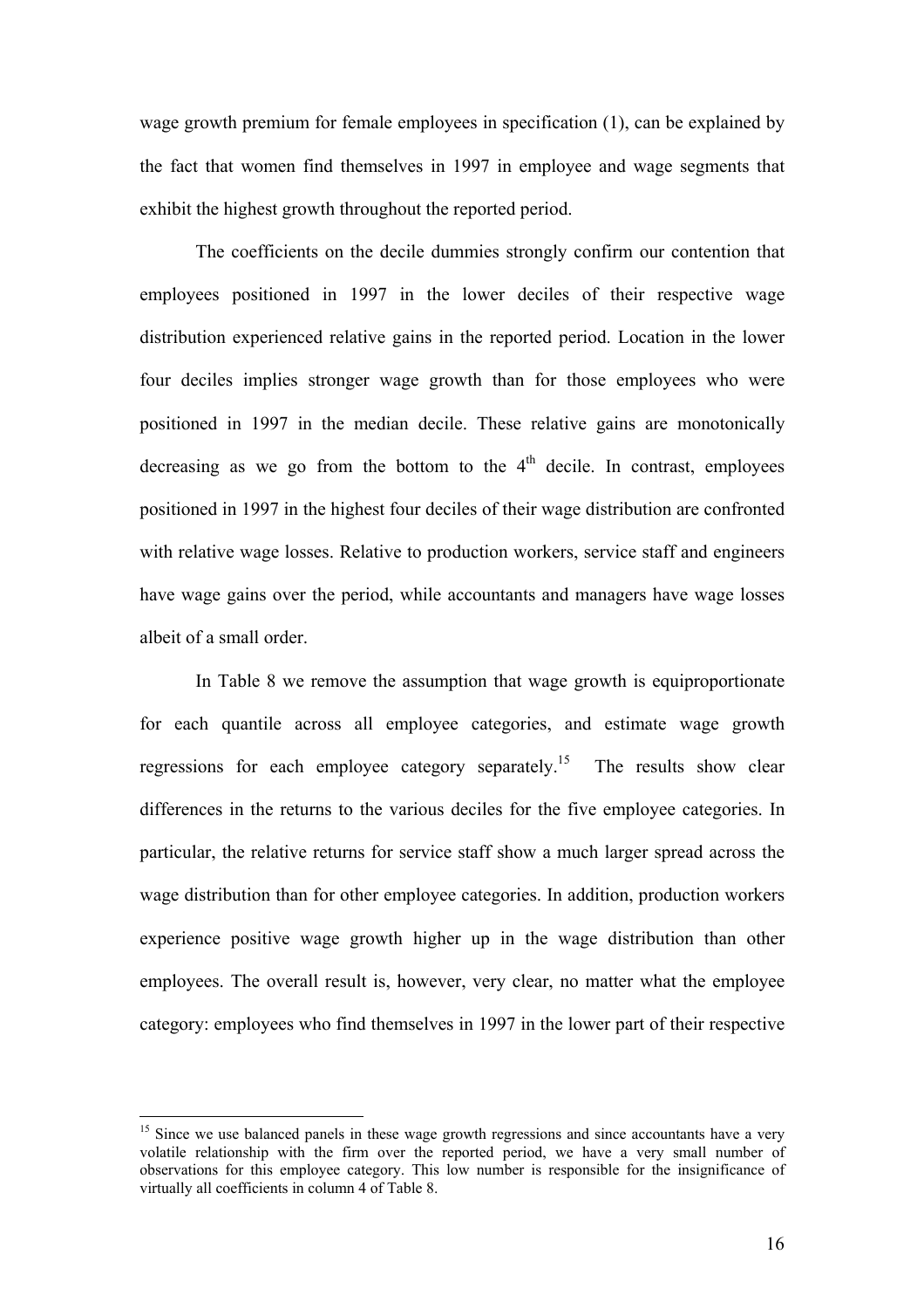wage growth premium for female employees in specification (1), can be explained by the fact that women find themselves in 1997 in employee and wage segments that exhibit the highest growth throughout the reported period.

The coefficients on the decile dummies strongly confirm our contention that employees positioned in 1997 in the lower deciles of their respective wage distribution experienced relative gains in the reported period. Location in the lower four deciles implies stronger wage growth than for those employees who were positioned in 1997 in the median decile. These relative gains are monotonically decreasing as we go from the bottom to the $4^{th}$ decile. In contrast, employees positioned in 1997 in the highest four deciles of their wage distribution are confronted with relative wage losses. Relative to production workers, service staff and engineers have wage gains over the period, while accountants and managers have wage losses albeit of a small order.

In Table 8 we remove the assumption that wage growth is equiproportionate for each quantile across all employee categories, and estimate wage growth regressions for each employee category separately.[15] The results show clear differences in the returns to the various deciles for the five employee categories. In particular, the relative returns for service staff show a much larger spread across the wage distribution than for other employee categories. In addition, production workers experience positive wage growth higher up in the wage distribution than other employees. The overall result is, however, very clear, no matter what the employee category: employees who find themselves in 1997 in the lower part of their respective

[15] Since we use balanced panels in these wage growth regressions and since accountants have a very volatile relationship with the firm over the reported period, we have a very small number of observations for this employee category. This low number is responsible for the insignificance of virtually all coefficients in column 4 of Table 8.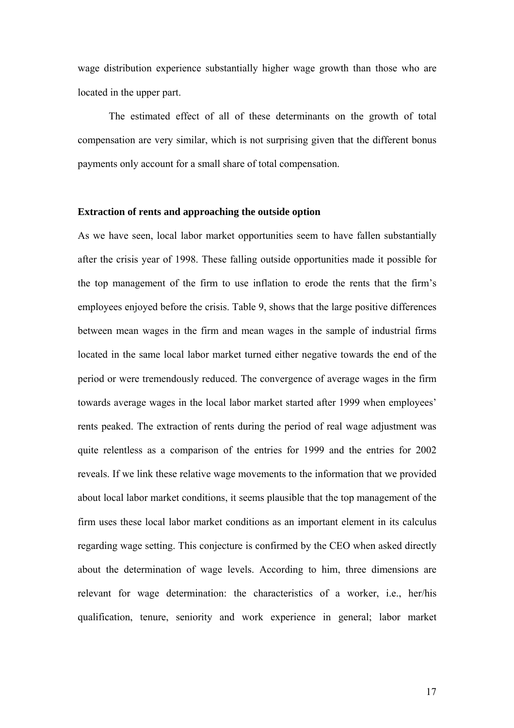wage distribution experience substantially higher wage growth than those who are located in the upper part.

The estimated effect of all of these determinants on the growth of total compensation are very similar, which is not surprising given that the different bonus payments only account for a small share of total compensation.

**Extraction of rents and approaching the outside option**

As we have seen, local labor market opportunities seem to have fallen substantially after the crisis year of 1998. These falling outside opportunities made it possible for the top management of the firm to use inflation to erode the rents that the firm's employees enjoyed before the crisis. Table 9, shows that the large positive differences between mean wages in the firm and mean wages in the sample of industrial firms located in the same local labor market turned either negative towards the end of the period or were tremendously reduced. The convergence of average wages in the firm towards average wages in the local labor market started after 1999 when employees' rents peaked. The extraction of rents during the period of real wage adjustment was quite relentless as a comparison of the entries for 1999 and the entries for 2002 reveals. If we link these relative wage movements to the information that we provided about local labor market conditions, it seems plausible that the top management of the firm uses these local labor market conditions as an important element in its calculus regarding wage setting. This conjecture is confirmed by the CEO when asked directly about the determination of wage levels. According to him, three dimensions are relevant for wage determination: the characteristics of a worker, i.e., her/his qualification, tenure, seniority and work experience in general; labor market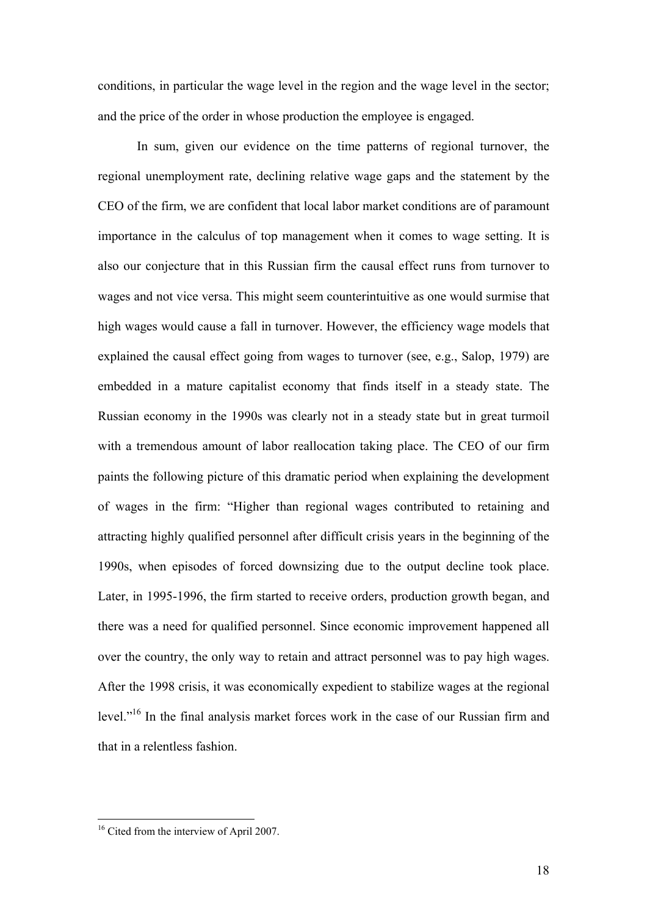conditions, in particular the wage level in the region and the wage level in the sector; and the price of the order in whose production the employee is engaged.

In sum, given our evidence on the time patterns of regional turnover, the regional unemployment rate, declining relative wage gaps and the statement by the CEO of the firm, we are confident that local labor market conditions are of paramount importance in the calculus of top management when it comes to wage setting. It is also our conjecture that in this Russian firm the causal effect runs from turnover to wages and not vice versa. This might seem counterintuitive as one would surmise that high wages would cause a fall in turnover. However, the efficiency wage models that explained the causal effect going from wages to turnover (see, e.g., Salop, 1979) are embedded in a mature capitalist economy that finds itself in a steady state. The Russian economy in the 1990s was clearly not in a steady state but in great turmoil with a tremendous amount of labor reallocation taking place. The CEO of our firm paints the following picture of this dramatic period when explaining the development of wages in the firm: "Higher than regional wages contributed to retaining and attracting highly qualified personnel after difficult crisis years in the beginning of the 1990s, when episodes of forced downsizing due to the output decline took place. Later, in 1995-1996, the firm started to receive orders, production growth began, and there was a need for qualified personnel. Since economic improvement happened all over the country, the only way to retain and attract personnel was to pay high wages. After the 1998 crisis, it was economically expedient to stabilize wages at the regional level."[16] In the final analysis market forces work in the case of our Russian firm and that in a relentless fashion.

---

[16] Cited from the interview of April 2007.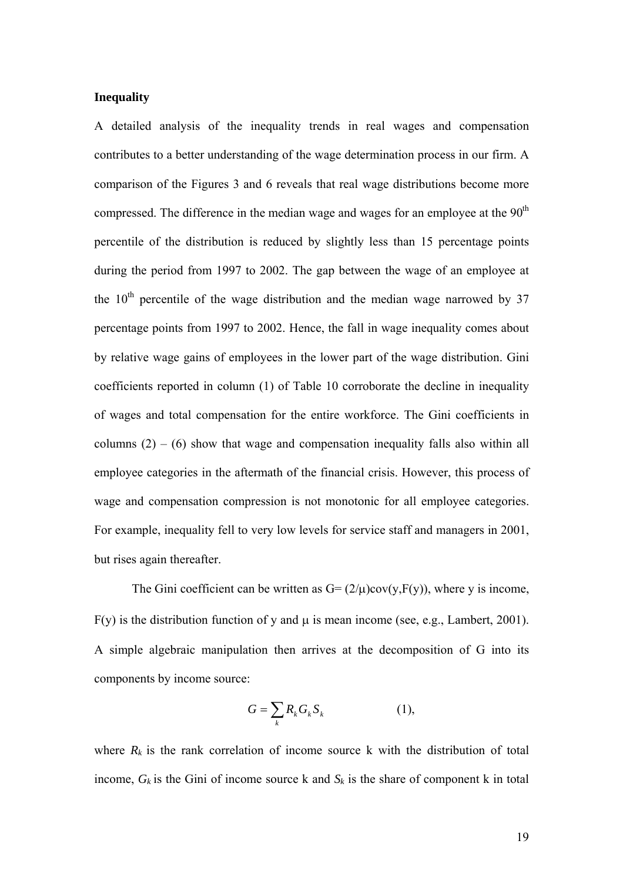**Inequality**

A detailed analysis of the inequality trends in real wages and compensation contributes to a better understanding of the wage determination process in our firm. A comparison of the Figures 3 and 6 reveals that real wage distributions become more compressed. The difference in the median wage and wages for an employee at the 90$^{th}$ percentile of the distribution is reduced by slightly less than 15 percentage points during the period from 1997 to 2002. The gap between the wage of an employee at the 10$^{th}$ percentile of the wage distribution and the median wage narrowed by 37 percentage points from 1997 to 2002. Hence, the fall in wage inequality comes about by relative wage gains of employees in the lower part of the wage distribution. Gini coefficients reported in column (1) of Table 10 corroborate the decline in inequality of wages and total compensation for the entire workforce. The Gini coefficients in columns (2) – (6) show that wage and compensation inequality falls also within all employee categories in the aftermath of the financial crisis. However, this process of wage and compensation compression is not monotonic for all employee categories. For example, inequality fell to very low levels for service staff and managers in 2001, but rises again thereafter.

The Gini coefficient can be written as $G = (2/\mu)\text{cov}(y,F(y))$, where y is income, F(y) is the distribution function of y and $\mu$ is mean income (see, e.g., Lambert, 2001). A simple algebraic manipulation then arrives at the decomposition of G into its components by income source:

$$G = \sum_k R_k G_k S_k \qquad (1),$$

where $R_k$ is the rank correlation of income source k with the distribution of total income, $G_k$ is the Gini of income source k and $S_k$ is the share of component k in total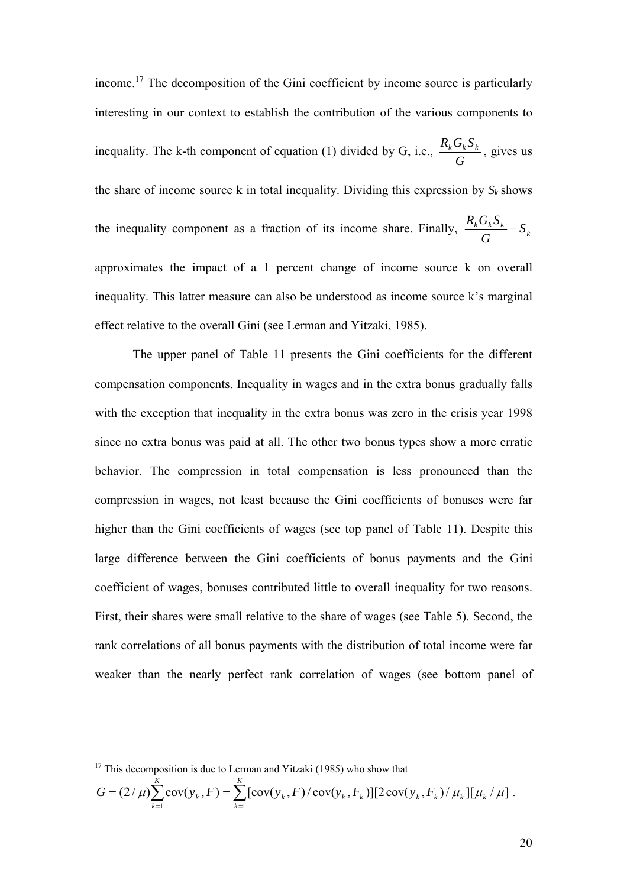income.[17] The decomposition of the Gini coefficient by income source is particularly interesting in our context to establish the contribution of the various components to inequality. The k-th component of equation (1) divided by G, i.e., $\frac{R_k G_k S_k}{G}$, gives us the share of income source k in total inequality. Dividing this expression by $S_k$ shows the inequality component as a fraction of its income share. Finally, $\frac{R_k G_k S_k}{G} - S_k$ approximates the impact of a 1 percent change of income source k on overall inequality. This latter measure can also be understood as income source k's marginal effect relative to the overall Gini (see Lerman and Yitzaki, 1985).

The upper panel of Table 11 presents the Gini coefficients for the different compensation components. Inequality in wages and in the extra bonus gradually falls with the exception that inequality in the extra bonus was zero in the crisis year 1998 since no extra bonus was paid at all. The other two bonus types show a more erratic behavior. The compression in total compensation is less pronounced than the compression in wages, not least because the Gini coefficients of bonuses were far higher than the Gini coefficients of wages (see top panel of Table 11). Despite this large difference between the Gini coefficients of bonus payments and the Gini coefficient of wages, bonuses contributed little to overall inequality for two reasons. First, their shares were small relative to the share of wages (see Table 5). Second, the rank correlations of all bonus payments with the distribution of total income were far weaker than the nearly perfect rank correlation of wages (see bottom panel of

[17] This decomposition is due to Lerman and Yitzaki (1985) who show that

$$G = (2/\mu)\sum_{k=1}^{K}\text{cov}(y_k, F) = \sum_{k=1}^{K}[\text{cov}(y_k, F)/\text{cov}(y_k, F_k)][2\,\text{cov}(y_k, F_k)/\mu_k][\mu_k/\mu] .$$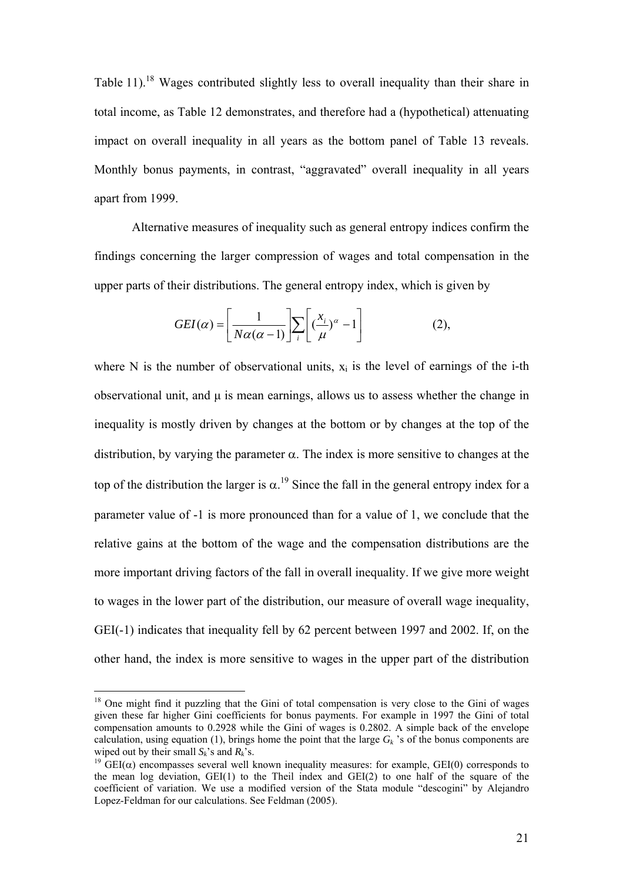Table 11).[18] Wages contributed slightly less to overall inequality than their share in total income, as Table 12 demonstrates, and therefore had a (hypothetical) attenuating impact on overall inequality in all years as the bottom panel of Table 13 reveals. Monthly bonus payments, in contrast, "aggravated" overall inequality in all years apart from 1999.

Alternative measures of inequality such as general entropy indices confirm the findings concerning the larger compression of wages and total compensation in the upper parts of their distributions. The general entropy index, which is given by

$$GEI(\alpha) = \left[\frac{1}{N\alpha(\alpha-1)}\right]\sum_i \left[(\frac{x_i}{\mu})^{\alpha} - 1\right] \qquad (2),$$

where N is the number of observational units, $x_i$ is the level of earnings of the i-th observational unit, and $\mu$ is mean earnings, allows us to assess whether the change in inequality is mostly driven by changes at the bottom or by changes at the top of the distribution, by varying the parameter $\alpha$. The index is more sensitive to changes at the top of the distribution the larger is $\alpha$.[19] Since the fall in the general entropy index for a parameter value of -1 is more pronounced than for a value of 1, we conclude that the relative gains at the bottom of the wage and the compensation distributions are the more important driving factors of the fall in overall inequality. If we give more weight to wages in the lower part of the distribution, our measure of overall wage inequality, GEI(-1) indicates that inequality fell by 62 percent between 1997 and 2002. If, on the other hand, the index is more sensitive to wages in the upper part of the distribution

---

[18] One might find it puzzling that the Gini of total compensation is very close to the Gini of wages given these far higher Gini coefficients for bonus payments. For example in 1997 the Gini of total compensation amounts to 0.2928 while the Gini of wages is 0.2802. A simple back of the envelope calculation, using equation (1), brings home the point that the large $G_k$ 's of the bonus components are wiped out by their small $S_k$'s and $R_k$'s.

[19] GEI($\alpha$) encompasses several well known inequality measures: for example, GEI(0) corresponds to the mean log deviation, GEI(1) to the Theil index and GEI(2) to one half of the square of the coefficient of variation. We use a modified version of the Stata module "descogini" by Alejandro Lopez-Feldman for our calculations. See Feldman (2005).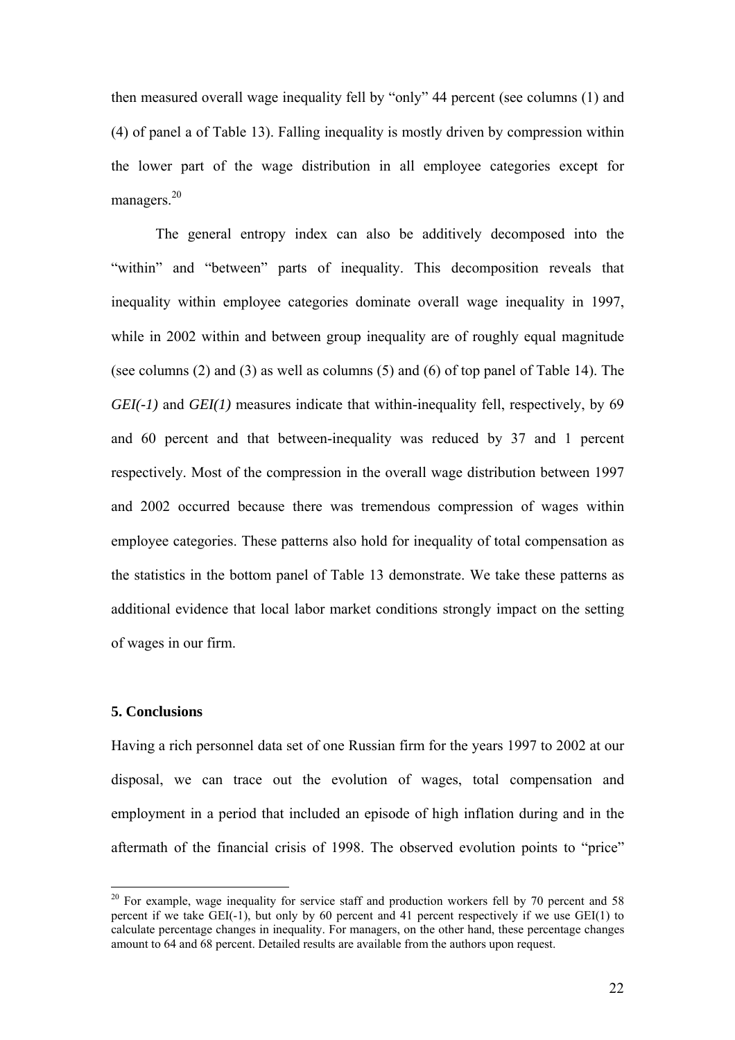then measured overall wage inequality fell by "only" 44 percent (see columns (1) and (4) of panel a of Table 13). Falling inequality is mostly driven by compression within the lower part of the wage distribution in all employee categories except for managers.[20]

The general entropy index can also be additively decomposed into the "within" and "between" parts of inequality. This decomposition reveals that inequality within employee categories dominate overall wage inequality in 1997, while in 2002 within and between group inequality are of roughly equal magnitude (see columns (2) and (3) as well as columns (5) and (6) of top panel of Table 14). The *GEI(-1)* and *GEI(1)* measures indicate that within-inequality fell, respectively, by 69 and 60 percent and that between-inequality was reduced by 37 and 1 percent respectively. Most of the compression in the overall wage distribution between 1997 and 2002 occurred because there was tremendous compression of wages within employee categories. These patterns also hold for inequality of total compensation as the statistics in the bottom panel of Table 13 demonstrate. We take these patterns as additional evidence that local labor market conditions strongly impact on the setting of wages in our firm.

## 5. Conclusions

Having a rich personnel data set of one Russian firm for the years 1997 to 2002 at our disposal, we can trace out the evolution of wages, total compensation and employment in a period that included an episode of high inflation during and in the aftermath of the financial crisis of 1998. The observed evolution points to "price"

[20] For example, wage inequality for service staff and production workers fell by 70 percent and 58 percent if we take GEI(-1), but only by 60 percent and 41 percent respectively if we use GEI(1) to calculate percentage changes in inequality. For managers, on the other hand, these percentage changes amount to 64 and 68 percent. Detailed results are available from the authors upon request.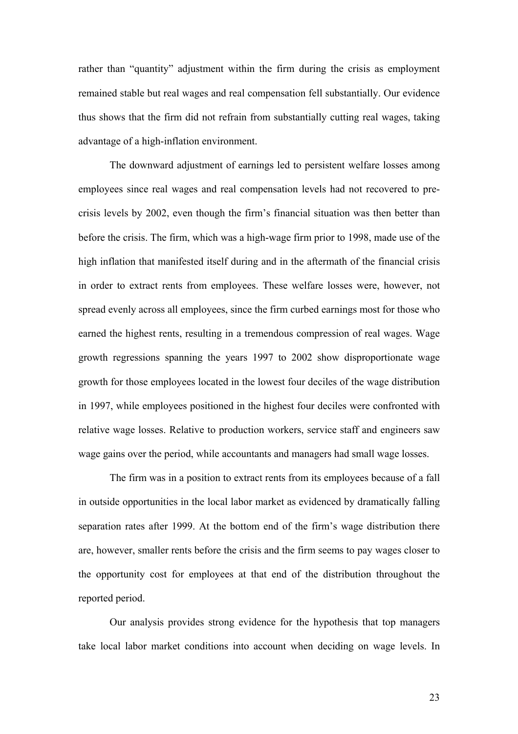rather than "quantity" adjustment within the firm during the crisis as employment remained stable but real wages and real compensation fell substantially. Our evidence thus shows that the firm did not refrain from substantially cutting real wages, taking advantage of a high-inflation environment.

The downward adjustment of earnings led to persistent welfare losses among employees since real wages and real compensation levels had not recovered to pre-crisis levels by 2002, even though the firm's financial situation was then better than before the crisis. The firm, which was a high-wage firm prior to 1998, made use of the high inflation that manifested itself during and in the aftermath of the financial crisis in order to extract rents from employees. These welfare losses were, however, not spread evenly across all employees, since the firm curbed earnings most for those who earned the highest rents, resulting in a tremendous compression of real wages. Wage growth regressions spanning the years 1997 to 2002 show disproportionate wage growth for those employees located in the lowest four deciles of the wage distribution in 1997, while employees positioned in the highest four deciles were confronted with relative wage losses. Relative to production workers, service staff and engineers saw wage gains over the period, while accountants and managers had small wage losses.

The firm was in a position to extract rents from its employees because of a fall in outside opportunities in the local labor market as evidenced by dramatically falling separation rates after 1999. At the bottom end of the firm's wage distribution there are, however, smaller rents before the crisis and the firm seems to pay wages closer to the opportunity cost for employees at that end of the distribution throughout the reported period.

Our analysis provides strong evidence for the hypothesis that top managers take local labor market conditions into account when deciding on wage levels. In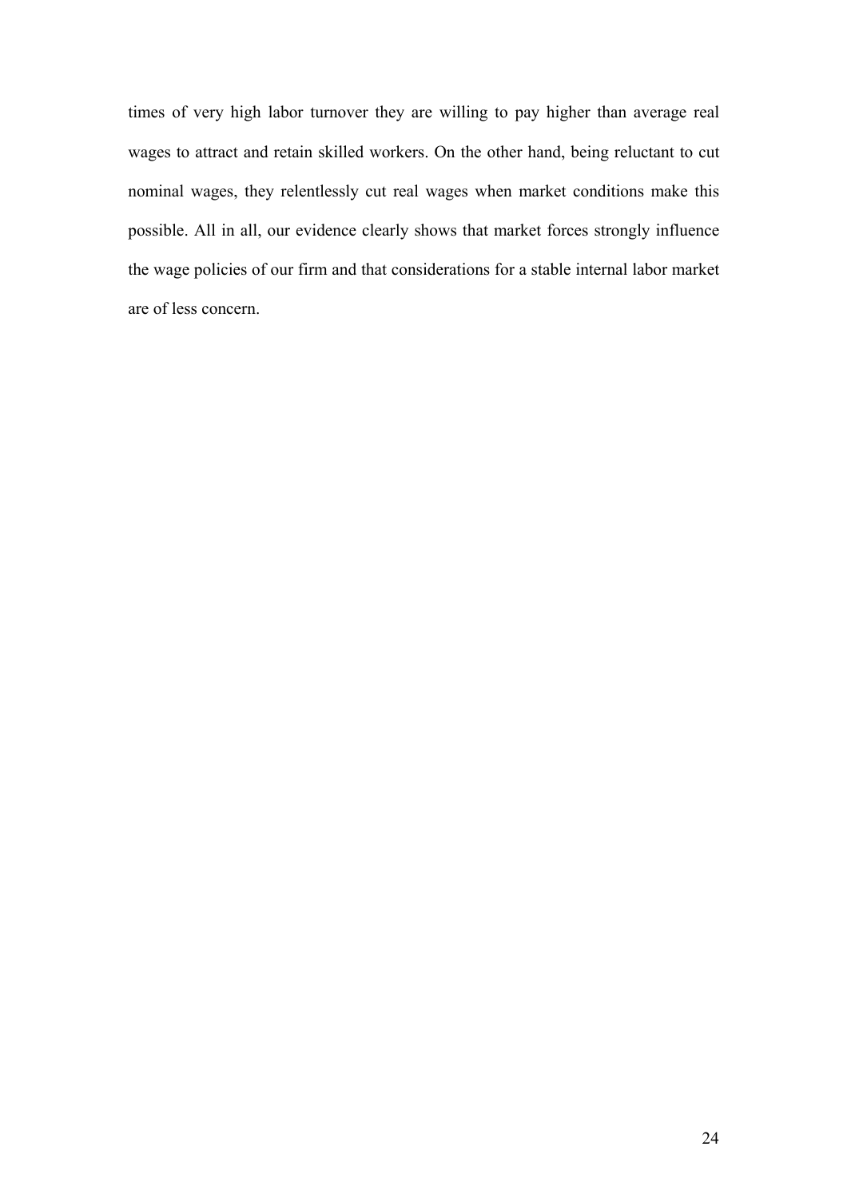times of very high labor turnover they are willing to pay higher than average real wages to attract and retain skilled workers. On the other hand, being reluctant to cut nominal wages, they relentlessly cut real wages when market conditions make this possible. All in all, our evidence clearly shows that market forces strongly influence the wage policies of our firm and that considerations for a stable internal labor market are of less concern.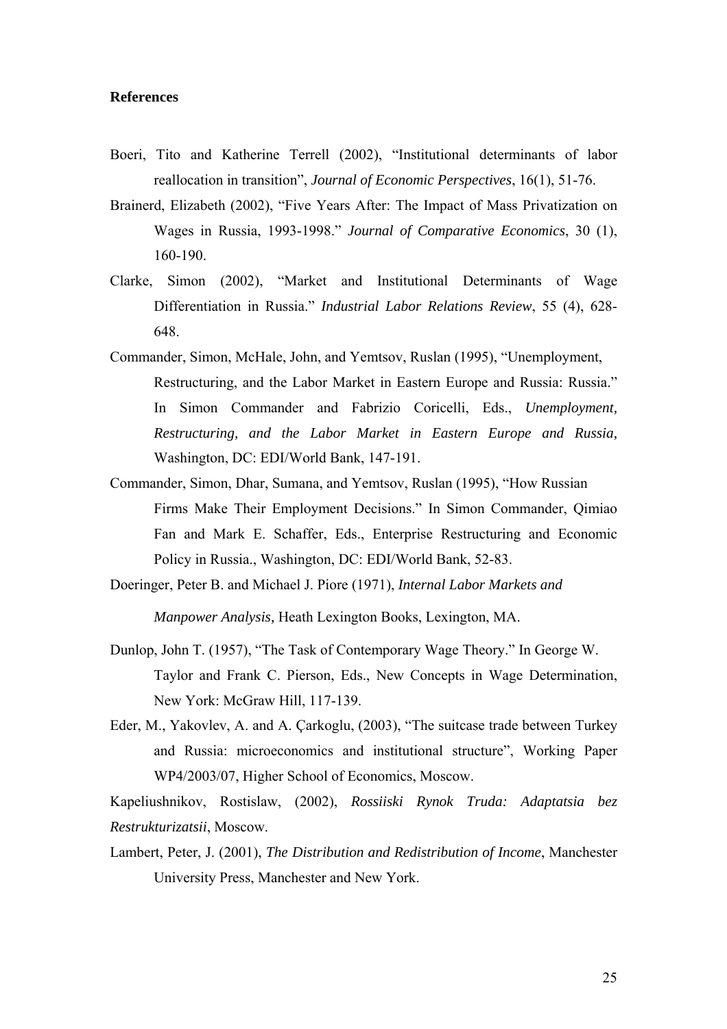**References**

Boeri, Tito and Katherine Terrell (2002), "Institutional determinants of labor reallocation in transition", *Journal of Economic Perspectives*, 16(1), 51-76.

Brainerd, Elizabeth (2002), "Five Years After: The Impact of Mass Privatization on Wages in Russia, 1993-1998." *Journal of Comparative Economics*, 30 (1), 160-190.

Clarke, Simon (2002), "Market and Institutional Determinants of Wage Differentiation in Russia." *Industrial Labor Relations Review*, 55 (4), 628-648.

Commander, Simon, McHale, John, and Yemtsov, Ruslan (1995), "Unemployment, Restructuring, and the Labor Market in Eastern Europe and Russia: Russia." In Simon Commander and Fabrizio Coricelli, Eds., *Unemployment, Restructuring, and the Labor Market in Eastern Europe and Russia,* Washington, DC: EDI/World Bank, 147-191.

Commander, Simon, Dhar, Sumana, and Yemtsov, Ruslan (1995), "How Russian Firms Make Their Employment Decisions." In Simon Commander, Qimiao Fan and Mark E. Schaffer, Eds., Enterprise Restructuring and Economic Policy in Russia., Washington, DC: EDI/World Bank, 52-83.

Doeringer, Peter B. and Michael J. Piore (1971), *Internal Labor Markets and Manpower Analysis,* Heath Lexington Books, Lexington, MA.

Dunlop, John T. (1957), "The Task of Contemporary Wage Theory." In George W. Taylor and Frank C. Pierson, Eds., New Concepts in Wage Determination, New York: McGraw Hill, 117-139.

Eder, M., Yakovlev, A. and A. Çarkoglu, (2003), "The suitcase trade between Turkey and Russia: microeconomics and institutional structure", Working Paper WP4/2003/07, Higher School of Economics, Moscow.

Kapeliushnikov, Rostislaw, (2002), *Rossiiski Rynok Truda: Adaptatsia bez Restrukturizatsii*, Moscow.

Lambert, Peter, J. (2001), *The Distribution and Redistribution of Income*, Manchester University Press, Manchester and New York.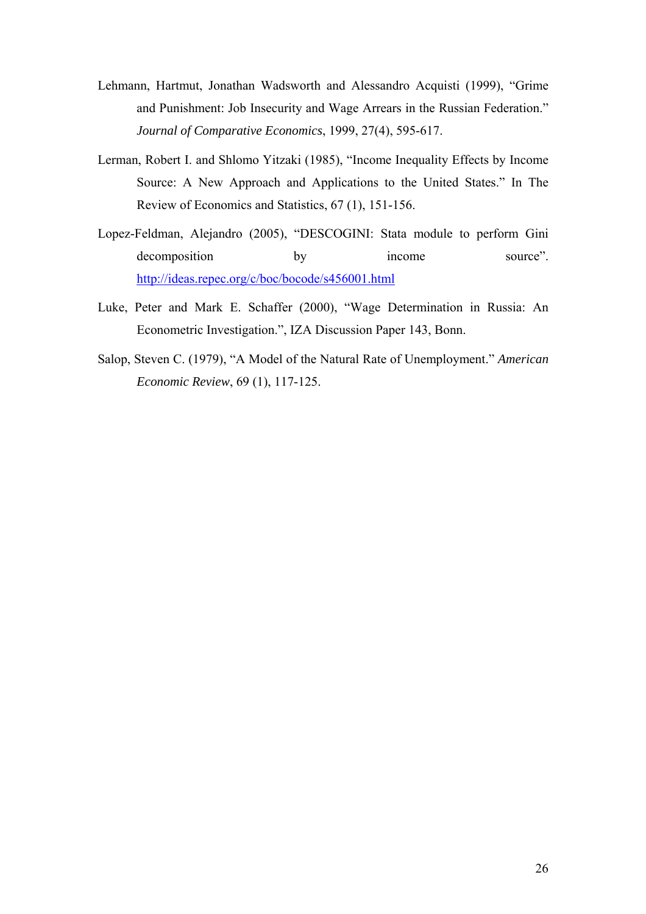Lehmann, Hartmut, Jonathan Wadsworth and Alessandro Acquisti (1999), "Grime and Punishment: Job Insecurity and Wage Arrears in the Russian Federation." *Journal of Comparative Economics*, 1999, 27(4), 595-617.

Lerman, Robert I. and Shlomo Yitzaki (1985), "Income Inequality Effects by Income Source: A New Approach and Applications to the United States." In The Review of Economics and Statistics, 67 (1), 151-156.

Lopez-Feldman, Alejandro (2005), "DESCOGINI: Stata module to perform Gini decomposition by income source". http://ideas.repec.org/c/boc/bocode/s456001.html

Luke, Peter and Mark E. Schaffer (2000), "Wage Determination in Russia: An Econometric Investigation.", IZA Discussion Paper 143, Bonn.

Salop, Steven C. (1979), "A Model of the Natural Rate of Unemployment." *American Economic Review*, 69 (1), 117-125.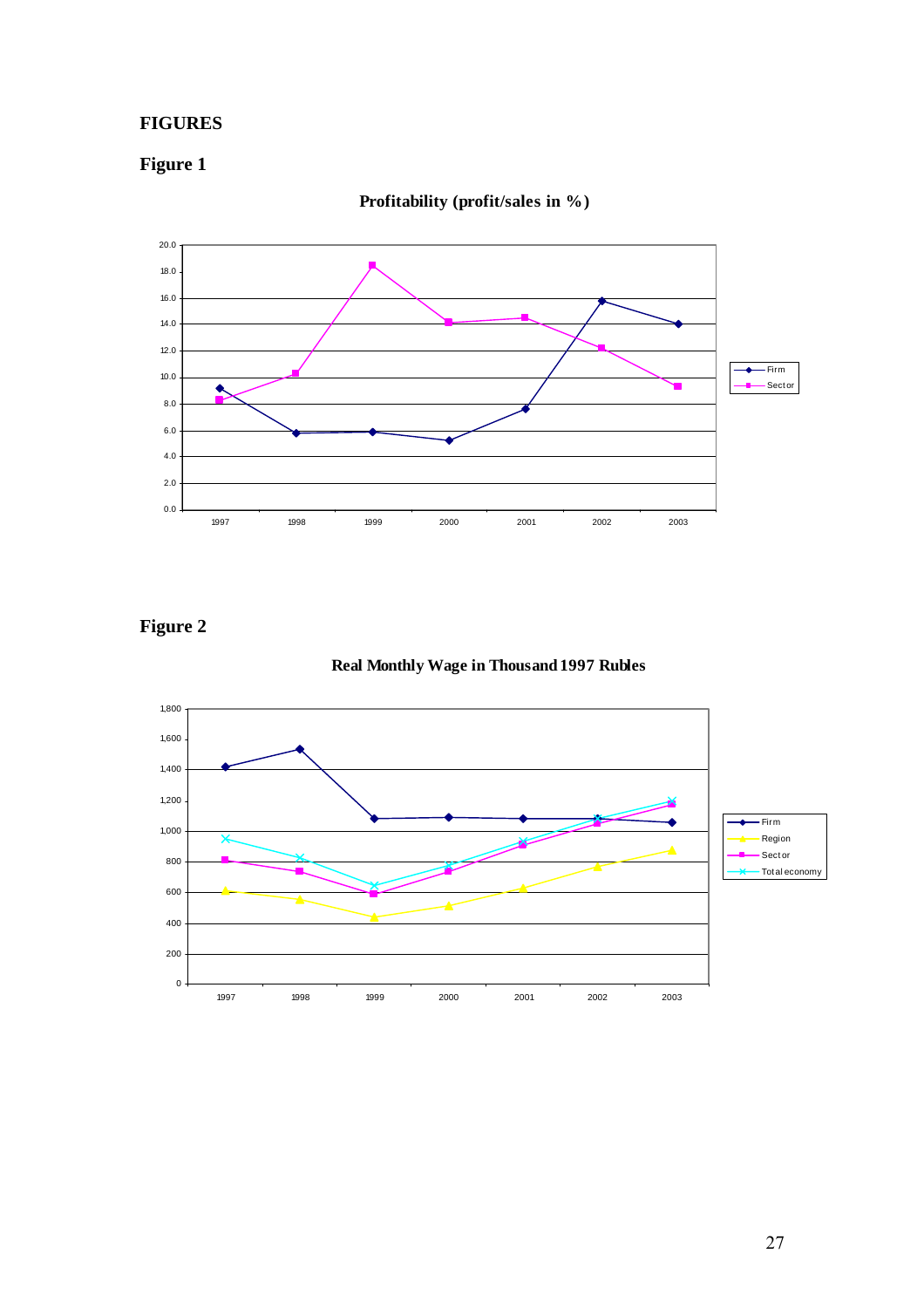# FIGURES

## Figure 1

**Profitability (profit/sales in %)**

## Figure 2

**Real Monthly Wage in Thousand 1997 Rubles**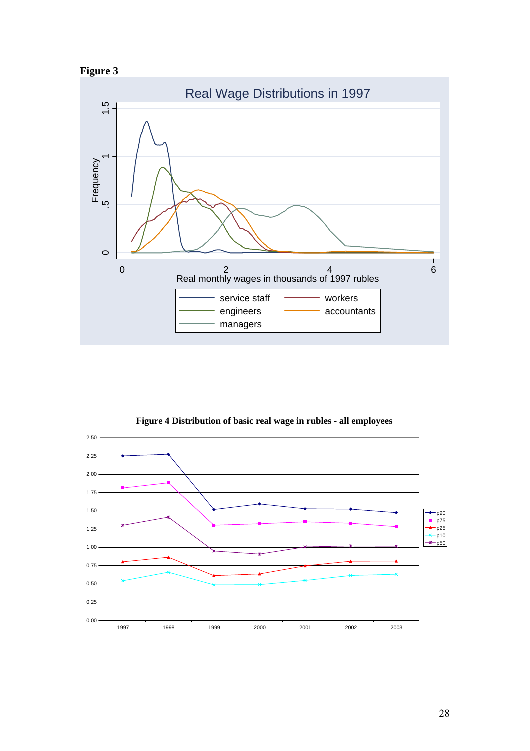**Figure 3**

Real Wage Distributions in 1997

**Figure 4 Distribution of basic real wage in rubles - all employees**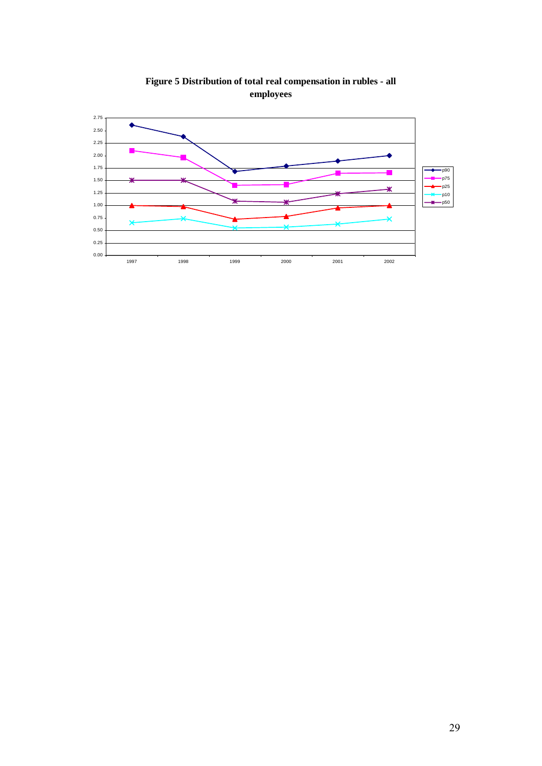**Figure 5 Distribution of total real compensation in rubles - all employees**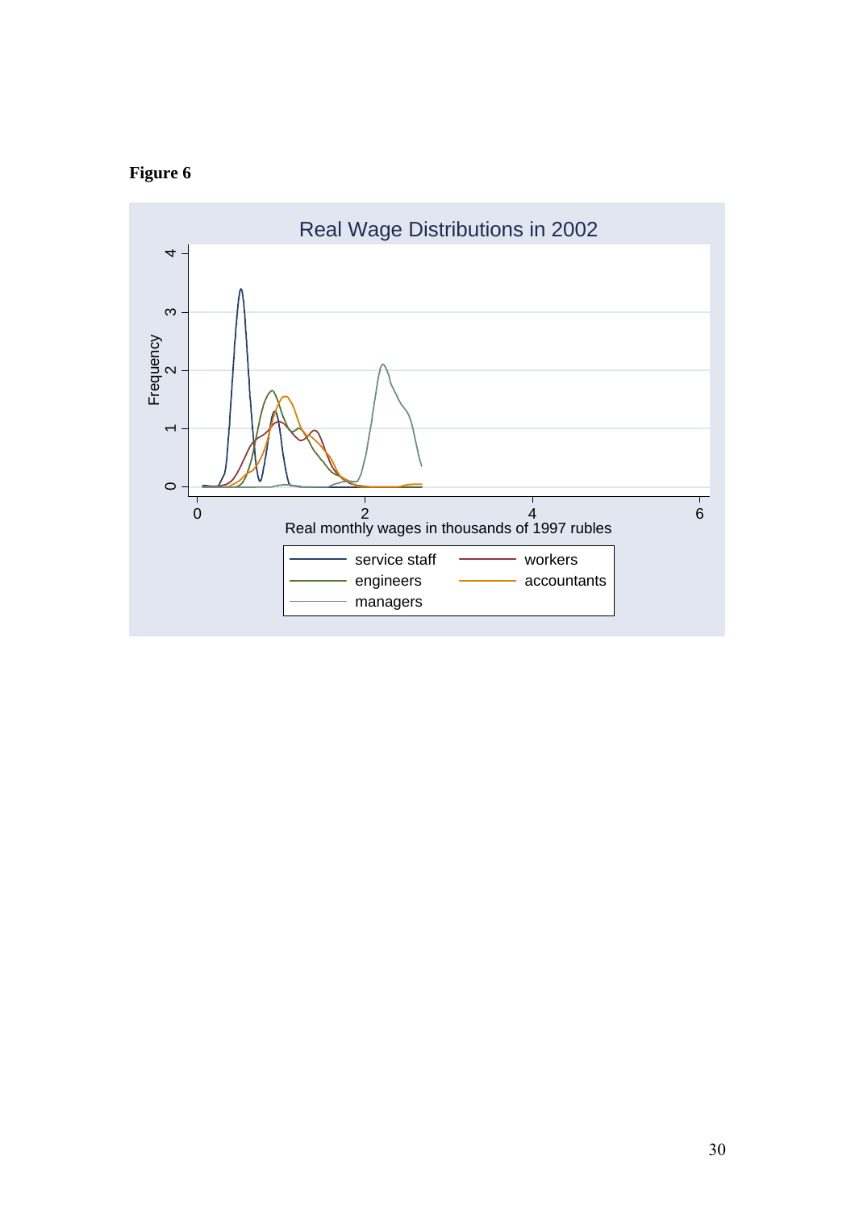**Figure 6**

Real Wage Distributions in 2002

Frequency

Real monthly wages in thousands of 1997 rubles

service staff, workers, engineers, accountants, managers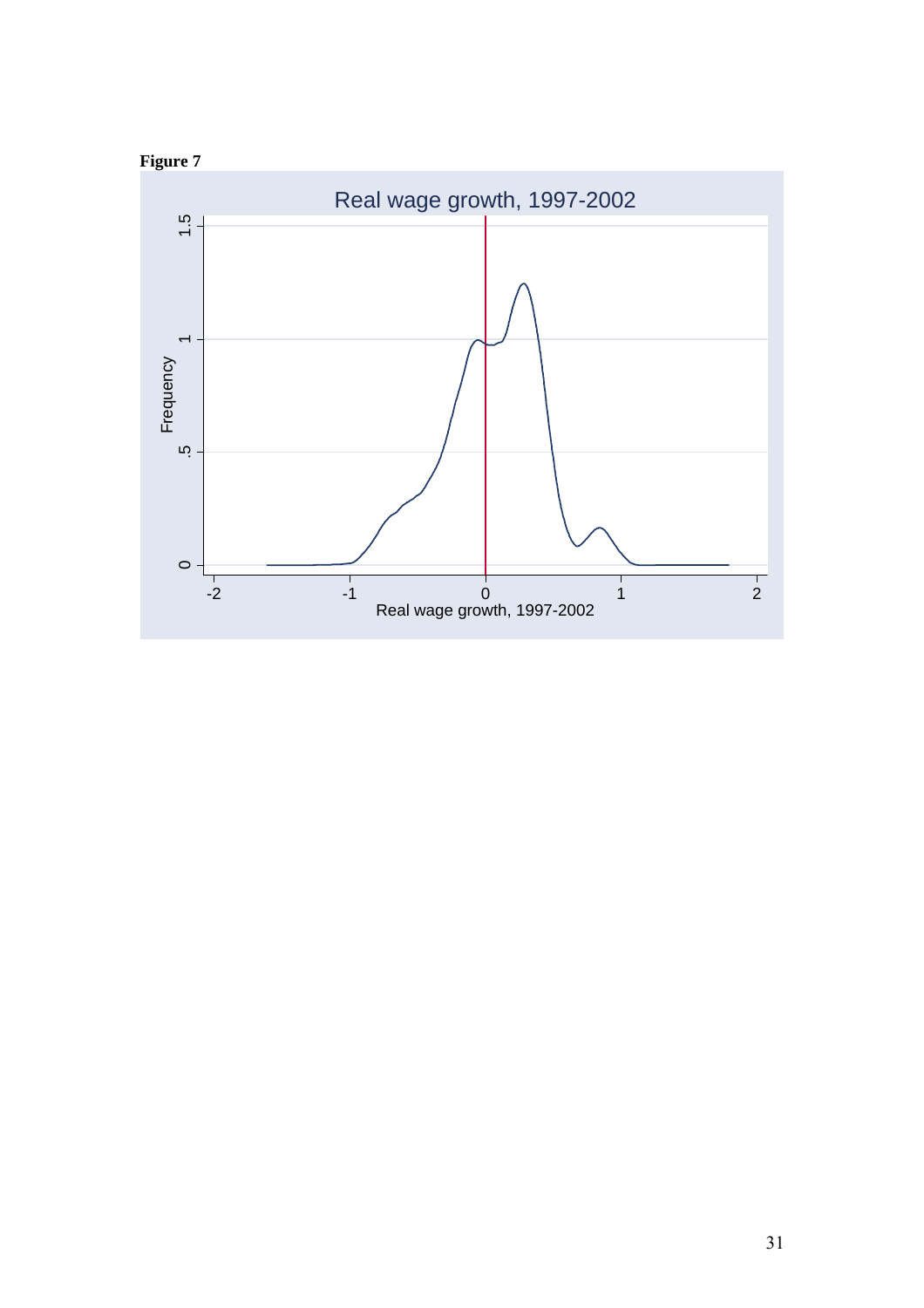**Figure 7**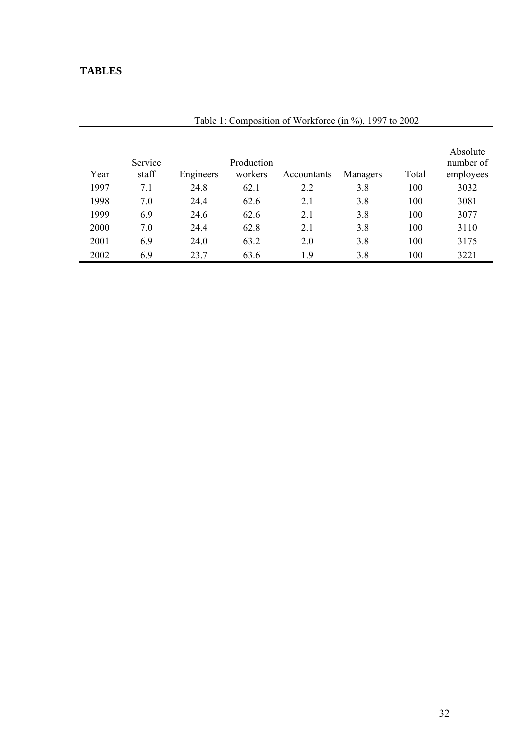# TABLES

Table 1: Composition of Workforce (in %), 1997 to 2002

| Year | Service staff | Engineers | Production workers | Accountants | Managers | Total | Absolute number of employees |
|---|---|---|---|---|---|---|---|
| 1997 | 7.1 | 24.8 | 62.1 | 2.2 | 3.8 | 100 | 3032 |
| 1998 | 7.0 | 24.4 | 62.6 | 2.1 | 3.8 | 100 | 3081 |
| 1999 | 6.9 | 24.6 | 62.6 | 2.1 | 3.8 | 100 | 3077 |
| 2000 | 7.0 | 24.4 | 62.8 | 2.1 | 3.8 | 100 | 3110 |
| 2001 | 6.9 | 24.0 | 63.2 | 2.0 | 3.8 | 100 | 3175 |
| 2002 | 6.9 | 23.7 | 63.6 | 1.9 | 3.8 | 100 | 3221 |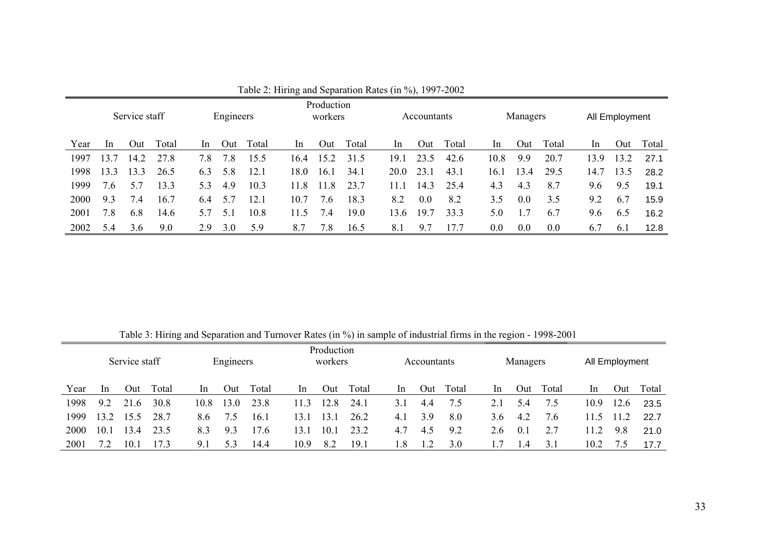Table 2: Hiring and Separation Rates (in %), 1997-2002

| | Service staff | | | Engineers | | | Production workers | | | Accountants | | | Managers | | | All Employment | | |
|---|---|---|---|---|---|---|---|---|---|---|---|---|---|---|---|---|---|---|
| Year | In | Out | Total | In | Out | Total | In | Out | Total | In | Out | Total | In | Out | Total | In | Out | Total |
| 1997 | 13.7 | 14.2 | 27.8 | 7.8 | 7.8 | 15.5 | 16.4 | 15.2 | 31.5 | 19.1 | 23.5 | 42.6 | 10.8 | 9.9 | 20.7 | 13.9 | 13.2 | 27.1 |
| 1998 | 13.3 | 13.3 | 26.5 | 6.3 | 5.8 | 12.1 | 18.0 | 16.1 | 34.1 | 20.0 | 23.1 | 43.1 | 16.1 | 13.4 | 29.5 | 14.7 | 13.5 | 28.2 |
| 1999 | 7.6 | 5.7 | 13.3 | 5.3 | 4.9 | 10.3 | 11.8 | 11.8 | 23.7 | 11.1 | 14.3 | 25.4 | 4.3 | 4.3 | 8.7 | 9.6 | 9.5 | 19.1 |
| 2000 | 9.3 | 7.4 | 16.7 | 6.4 | 5.7 | 12.1 | 10.7 | 7.6 | 18.3 | 8.2 | 0.0 | 8.2 | 3.5 | 0.0 | 3.5 | 9.2 | 6.7 | 15.9 |
| 2001 | 7.8 | 6.8 | 14.6 | 5.7 | 5.1 | 10.8 | 11.5 | 7.4 | 19.0 | 13.6 | 19.7 | 33.3 | 5.0 | 1.7 | 6.7 | 9.6 | 6.5 | 16.2 |
| 2002 | 5.4 | 3.6 | 9.0 | 2.9 | 3.0 | 5.9 | 8.7 | 7.8 | 16.5 | 8.1 | 9.7 | 17.7 | 0.0 | 0.0 | 0.0 | 6.7 | 6.1 | 12.8 |

Table 3: Hiring and Separation and Turnover Rates (in %) in sample of industrial firms in the region - 1998-2001

| | Service staff | | | Engineers | | | Production workers | | | Accountants | | | Managers | | | All Employment | | |
|---|---|---|---|---|---|---|---|---|---|---|---|---|---|---|---|---|---|---|
| Year | In | Out | Total | In | Out | Total | In | Out | Total | In | Out | Total | In | Out | Total | In | Out | Total |
| 1998 | 9.2 | 21.6 | 30.8 | 10.8 | 13.0 | 23.8 | 11.3 | 12.8 | 24.1 | 3.1 | 4.4 | 7.5 | 2.1 | 5.4 | 7.5 | 10.9 | 12.6 | 23.5 |
| 1999 | 13.2 | 15.5 | 28.7 | 8.6 | 7.5 | 16.1 | 13.1 | 13.1 | 26.2 | 4.1 | 3.9 | 8.0 | 3.6 | 4.2 | 7.6 | 11.5 | 11.2 | 22.7 |
| 2000 | 10.1 | 13.4 | 23.5 | 8.3 | 9.3 | 17.6 | 13.1 | 10.1 | 23.2 | 4.7 | 4.5 | 9.2 | 2.6 | 0.1 | 2.7 | 11.2 | 9.8 | 21.0 |
| 2001 | 7.2 | 10.1 | 17.3 | 9.1 | 5.3 | 14.4 | 10.9 | 8.2 | 19.1 | 1.8 | 1.2 | 3.0 | 1.7 | 1.4 | 3.1 | 10.2 | 7.5 | 17.7 |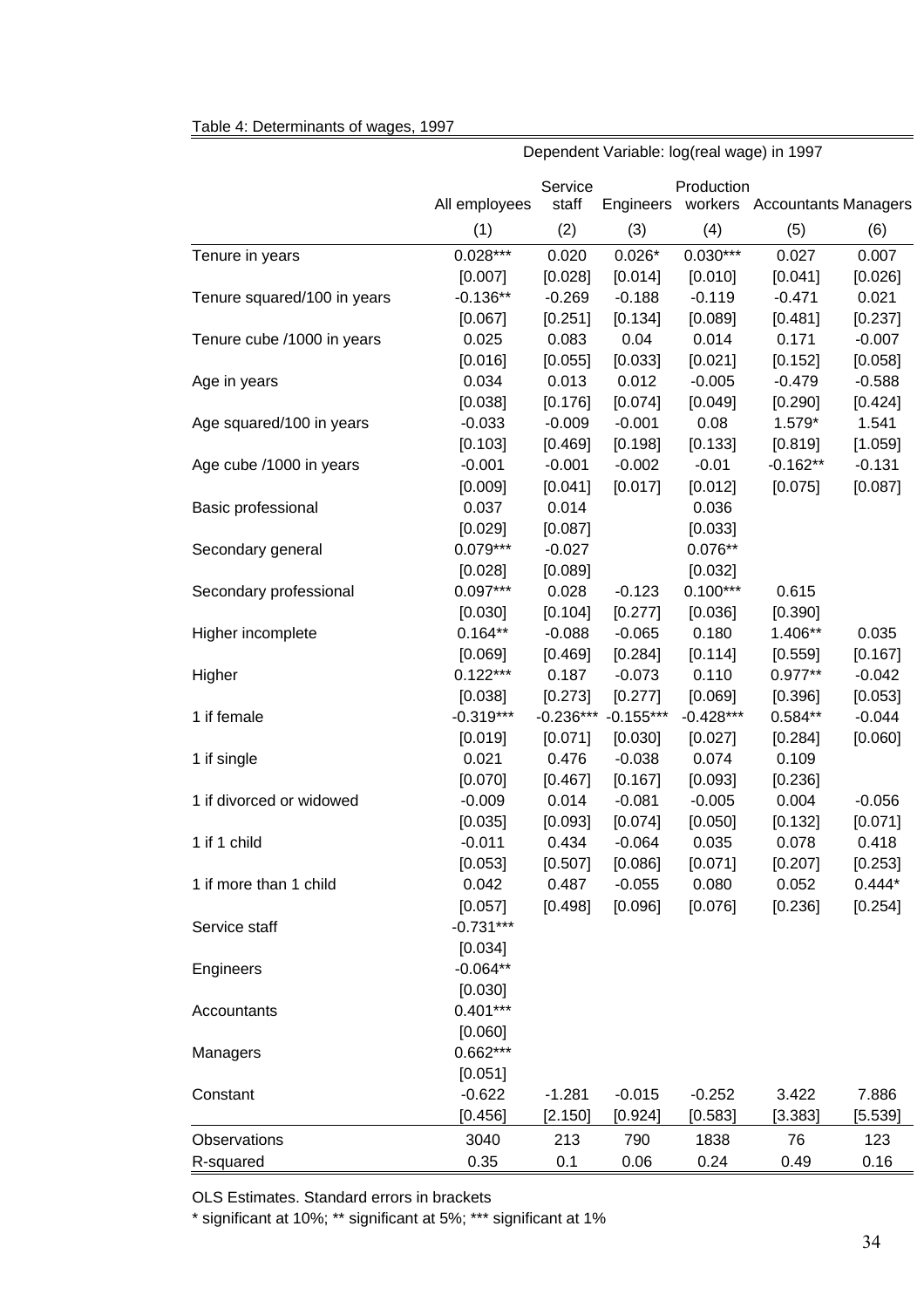Table 4: Determinants of wages, 1997

| | Dependent Variable: log(real wage) in 1997 | | | | | |
|---|---|---|---|---|---|---|
| | All employees | Service staff | Engineers | Production workers | Accountants | Managers |
| | (1) | (2) | (3) | (4) | (5) | (6) |
| Tenure in years | 0.028*** | 0.020 | 0.026* | 0.030*** | 0.027 | 0.007 |
| | [0.007] | [0.028] | [0.014] | [0.010] | [0.041] | [0.026] |
| Tenure squared/100 in years | -0.136** | -0.269 | -0.188 | -0.119 | -0.471 | 0.021 |
| | [0.067] | [0.251] | [0.134] | [0.089] | [0.481] | [0.237] |
| Tenure cube /1000 in years | 0.025 | 0.083 | 0.04 | 0.014 | 0.171 | -0.007 |
| | [0.016] | [0.055] | [0.033] | [0.021] | [0.152] | [0.058] |
| Age in years | 0.034 | 0.013 | 0.012 | -0.005 | -0.479 | -0.588 |
| | [0.038] | [0.176] | [0.074] | [0.049] | [0.290] | [0.424] |
| Age squared/100 in years | -0.033 | -0.009 | -0.001 | 0.08 | 1.579* | 1.541 |
| | [0.103] | [0.469] | [0.198] | [0.133] | [0.819] | [1.059] |
| Age cube /1000 in years | -0.001 | -0.001 | -0.002 | -0.01 | -0.162** | -0.131 |
| | [0.009] | [0.041] | [0.017] | [0.012] | [0.075] | [0.087] |
| Basic professional | 0.037 | 0.014 | | 0.036 | | |
| | [0.029] | [0.087] | | [0.033] | | |
| Secondary general | 0.079*** | -0.027 | | 0.076** | | |
| | [0.028] | [0.089] | | [0.032] | | |
| Secondary professional | 0.097*** | 0.028 | -0.123 | 0.100*** | 0.615 | |
| | [0.030] | [0.104] | [0.277] | [0.036] | [0.390] | |
| Higher incomplete | 0.164** | -0.088 | -0.065 | 0.180 | 1.406** | 0.035 |
| | [0.069] | [0.469] | [0.284] | [0.114] | [0.559] | [0.167] |
| Higher | 0.122*** | 0.187 | -0.073 | 0.110 | 0.977** | -0.042 |
| | [0.038] | [0.273] | [0.277] | [0.069] | [0.396] | [0.053] |
| 1 if female | -0.319*** | -0.236*** | -0.155*** | -0.428*** | 0.584** | -0.044 |
| | [0.019] | [0.071] | [0.030] | [0.027] | [0.284] | [0.060] |
| 1 if single | 0.021 | 0.476 | -0.038 | 0.074 | 0.109 | |
| | [0.070] | [0.467] | [0.167] | [0.093] | [0.236] | |
| 1 if divorced or widowed | -0.009 | 0.014 | -0.081 | -0.005 | 0.004 | -0.056 |
| | [0.035] | [0.093] | [0.074] | [0.050] | [0.132] | [0.071] |
| 1 if 1 child | -0.011 | 0.434 | -0.064 | 0.035 | 0.078 | 0.418 |
| | [0.053] | [0.507] | [0.086] | [0.071] | [0.207] | [0.253] |
| 1 if more than 1 child | 0.042 | 0.487 | -0.055 | 0.080 | 0.052 | 0.444* |
| | [0.057] | [0.498] | [0.096] | [0.076] | [0.236] | [0.254] |
| Service staff | -0.731*** | | | | | |
| | [0.034] | | | | | |
| Engineers | -0.064** | | | | | |
| | [0.030] | | | | | |
| Accountants | 0.401*** | | | | | |
| | [0.060] | | | | | |
| Managers | 0.662*** | | | | | |
| | [0.051] | | | | | |
| Constant | -0.622 | -1.281 | -0.015 | -0.252 | 3.422 | 7.886 |
| | [0.456] | [2.150] | [0.924] | [0.583] | [3.383] | [5.539] |
| Observations | 3040 | 213 | 790 | 1838 | 76 | 123 |
| R-squared | 0.35 | 0.1 | 0.06 | 0.24 | 0.49 | 0.16 |

OLS Estimates. Standard errors in brackets

* significant at 10%; ** significant at 5%; *** significant at 1%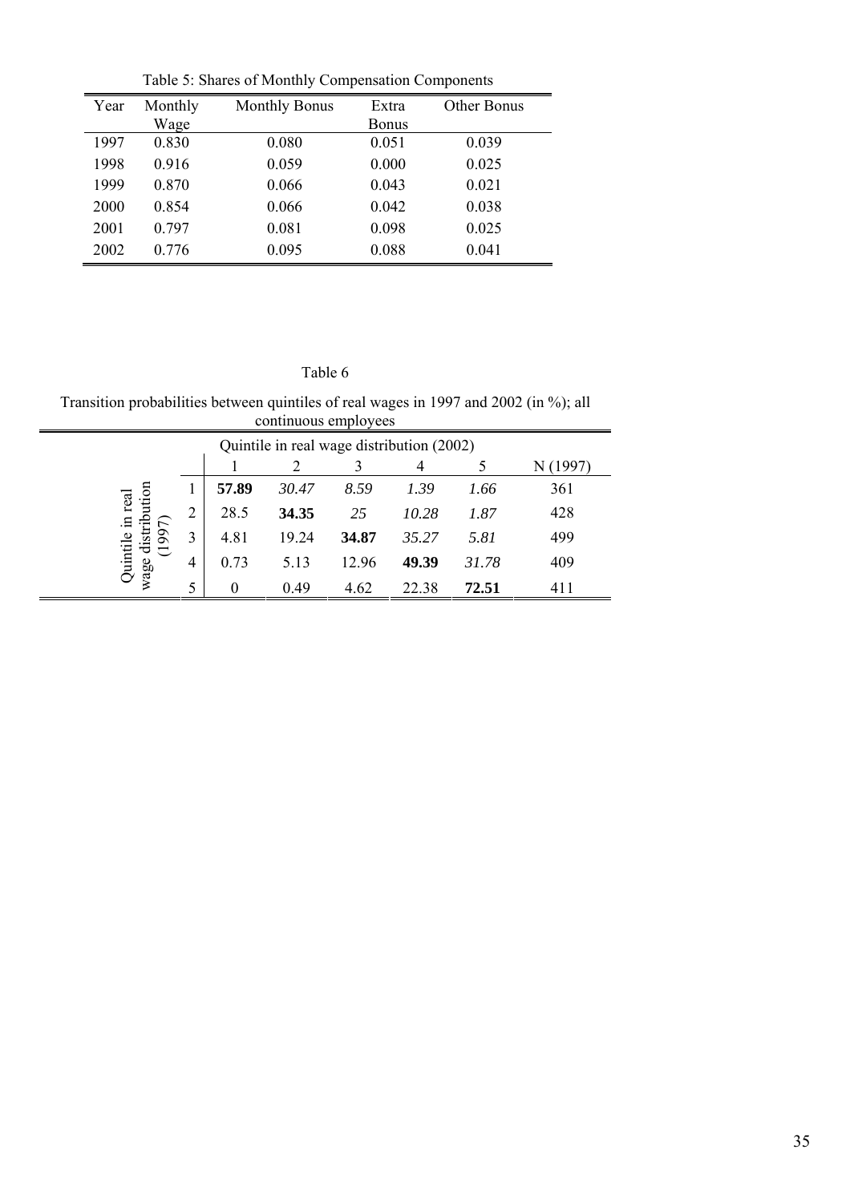Table 5: Shares of Monthly Compensation Components

| Year | Monthly Wage | Monthly Bonus | Extra Bonus | Other Bonus |
|---|---|---|---|---|
| 1997 | 0.830 | 0.080 | 0.051 | 0.039 |
| 1998 | 0.916 | 0.059 | 0.000 | 0.025 |
| 1999 | 0.870 | 0.066 | 0.043 | 0.021 |
| 2000 | 0.854 | 0.066 | 0.042 | 0.038 |
| 2001 | 0.797 | 0.081 | 0.098 | 0.025 |
| 2002 | 0.776 | 0.095 | 0.088 | 0.041 |

Table 6

Transition probabilities between quintiles of real wages in 1997 and 2002 (in %); all continuous employees

| | | Quintile in real wage distribution (2002) | | | | | |
|---|---|---|---|---|---|---|---|
| | | 1 | 2 | 3 | 4 | 5 | N (1997) |
| Quintile in real wage distribution (1997) | 1 | **57.89** | *30.47* | *8.59* | *1.39* | *1.66* | 361 |
| | 2 | 28.5 | **34.35** | *25* | *10.28* | *1.87* | 428 |
| | 3 | 4.81 | 19.24 | **34.87** | *35.27* | *5.81* | 499 |
| | 4 | 0.73 | 5.13 | 12.96 | **49.39** | *31.78* | 409 |
| | 5 | 0 | 0.49 | 4.62 | 22.38 | **72.51** | 411 |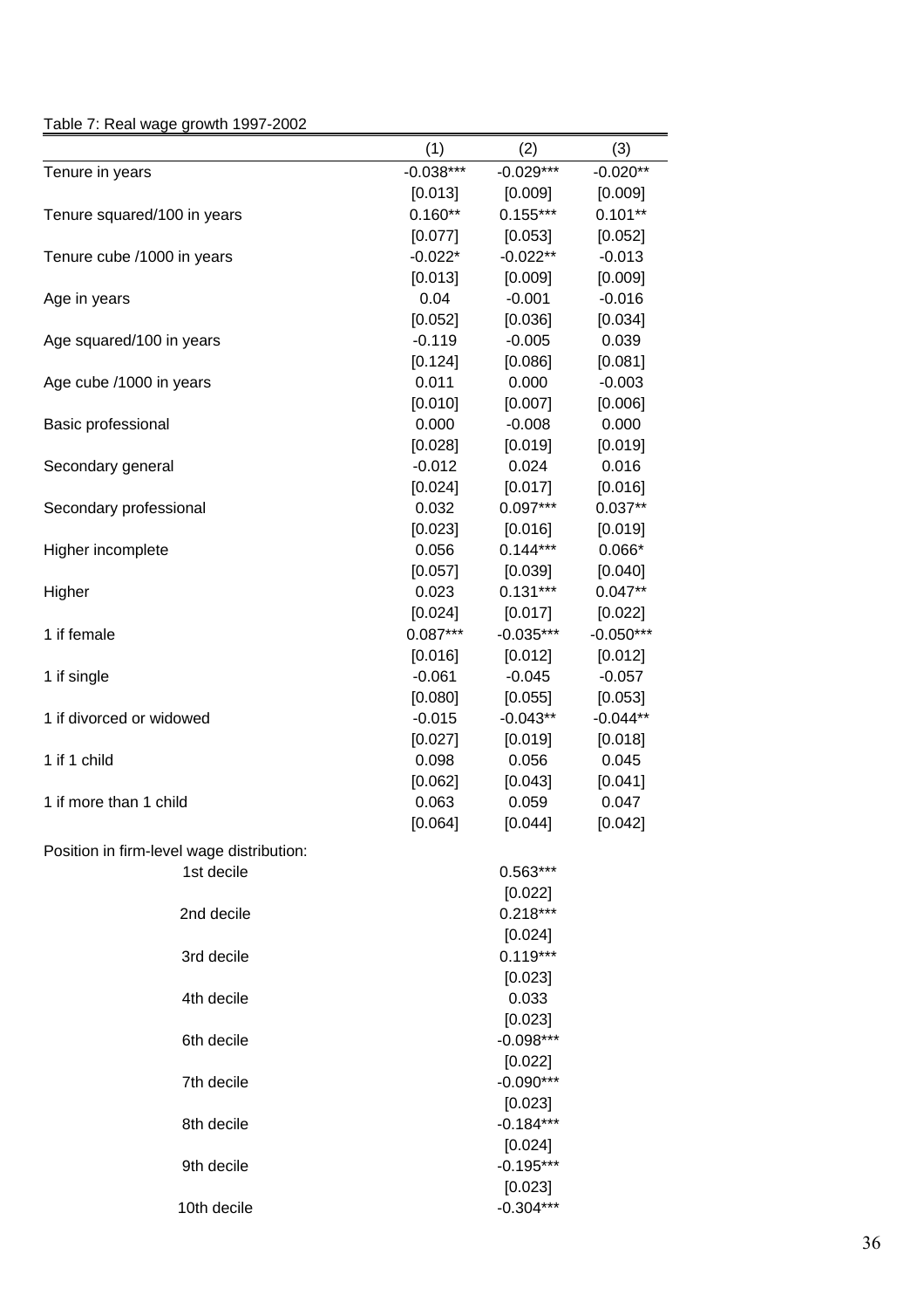Table 7: Real wage growth 1997-2002

| | (1) | (2) | (3) |
|---|---|---|---|
| Tenure in years | -0.038*** | -0.029*** | -0.020** |
| | [0.013] | [0.009] | [0.009] |
| Tenure squared/100 in years | 0.160** | 0.155*** | 0.101** |
| | [0.077] | [0.053] | [0.052] |
| Tenure cube /1000 in years | -0.022* | -0.022** | -0.013 |
| | [0.013] | [0.009] | [0.009] |
| Age in years | 0.04 | -0.001 | -0.016 |
| | [0.052] | [0.036] | [0.034] |
| Age squared/100 in years | -0.119 | -0.005 | 0.039 |
| | [0.124] | [0.086] | [0.081] |
| Age cube /1000 in years | 0.011 | 0.000 | -0.003 |
| | [0.010] | [0.007] | [0.006] |
| Basic professional | 0.000 | -0.008 | 0.000 |
| | [0.028] | [0.019] | [0.019] |
| Secondary general | -0.012 | 0.024 | 0.016 |
| | [0.024] | [0.017] | [0.016] |
| Secondary professional | 0.032 | 0.097*** | 0.037** |
| | [0.023] | [0.016] | [0.019] |
| Higher incomplete | 0.056 | 0.144*** | 0.066* |
| | [0.057] | [0.039] | [0.040] |
| Higher | 0.023 | 0.131*** | 0.047** |
| | [0.024] | [0.017] | [0.022] |
| 1 if female | 0.087*** | -0.035*** | -0.050*** |
| | [0.016] | [0.012] | [0.012] |
| 1 if single | -0.061 | -0.045 | -0.057 |
| | [0.080] | [0.055] | [0.053] |
| 1 if divorced or widowed | -0.015 | -0.043** | -0.044** |
| | [0.027] | [0.019] | [0.018] |
| 1 if 1 child | 0.098 | 0.056 | 0.045 |
| | [0.062] | [0.043] | [0.041] |
| 1 if more than 1 child | 0.063 | 0.059 | 0.047 |
| | [0.064] | [0.044] | [0.042] |
| Position in firm-level wage distribution: | | | |
| 1st decile | | 0.563*** | |
| | | [0.022] | |
| 2nd decile | | 0.218*** | |
| | | [0.024] | |
| 3rd decile | | 0.119*** | |
| | | [0.023] | |
| 4th decile | | 0.033 | |
| | | [0.023] | |
| 6th decile | | -0.098*** | |
| | | [0.022] | |
| 7th decile | | -0.090*** | |
| | | [0.023] | |
| 8th decile | | -0.184*** | |
| | | [0.024] | |
| 9th decile | | -0.195*** | |
| | | [0.023] | |
| 10th decile | | -0.304*** | |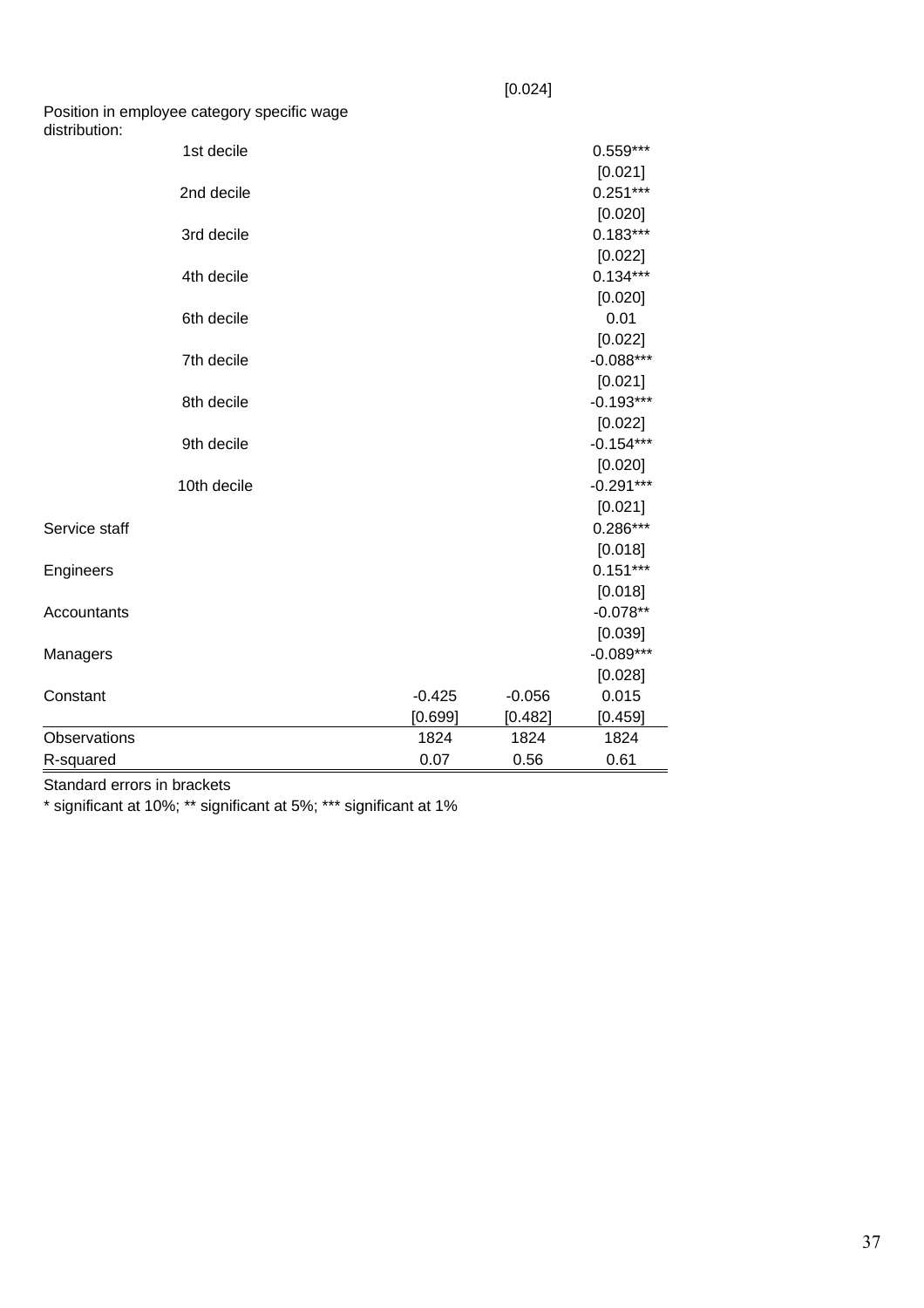| | (1) | (2) | (3) |
|---|---|---|---|
| | | [0.024] | |
| Position in employee category specific wage distribution: | | | |
| 1st decile | | | 0.559*** |
| | | | [0.021] |
| 2nd decile | | | 0.251*** |
| | | | [0.020] |
| 3rd decile | | | 0.183*** |
| | | | [0.022] |
| 4th decile | | | 0.134*** |
| | | | [0.020] |
| 6th decile | | | 0.01 |
| | | | [0.022] |
| 7th decile | | | -0.088*** |
| | | | [0.021] |
| 8th decile | | | -0.193*** |
| | | | [0.022] |
| 9th decile | | | -0.154*** |
| | | | [0.020] |
| 10th decile | | | -0.291*** |
| | | | [0.021] |
| Service staff | | | 0.286*** |
| | | | [0.018] |
| Engineers | | | 0.151*** |
| | | | [0.018] |
| Accountants | | | -0.078** |
| | | | [0.039] |
| Managers | | | -0.089*** |
| | | | [0.028] |
| Constant | -0.425 | -0.056 | 0.015 |
| | [0.699] | [0.482] | [0.459] |
| Observations | 1824 | 1824 | 1824 |
| R-squared | 0.07 | 0.56 | 0.61 |

Standard errors in brackets

* significant at 10%; ** significant at 5%; *** significant at 1%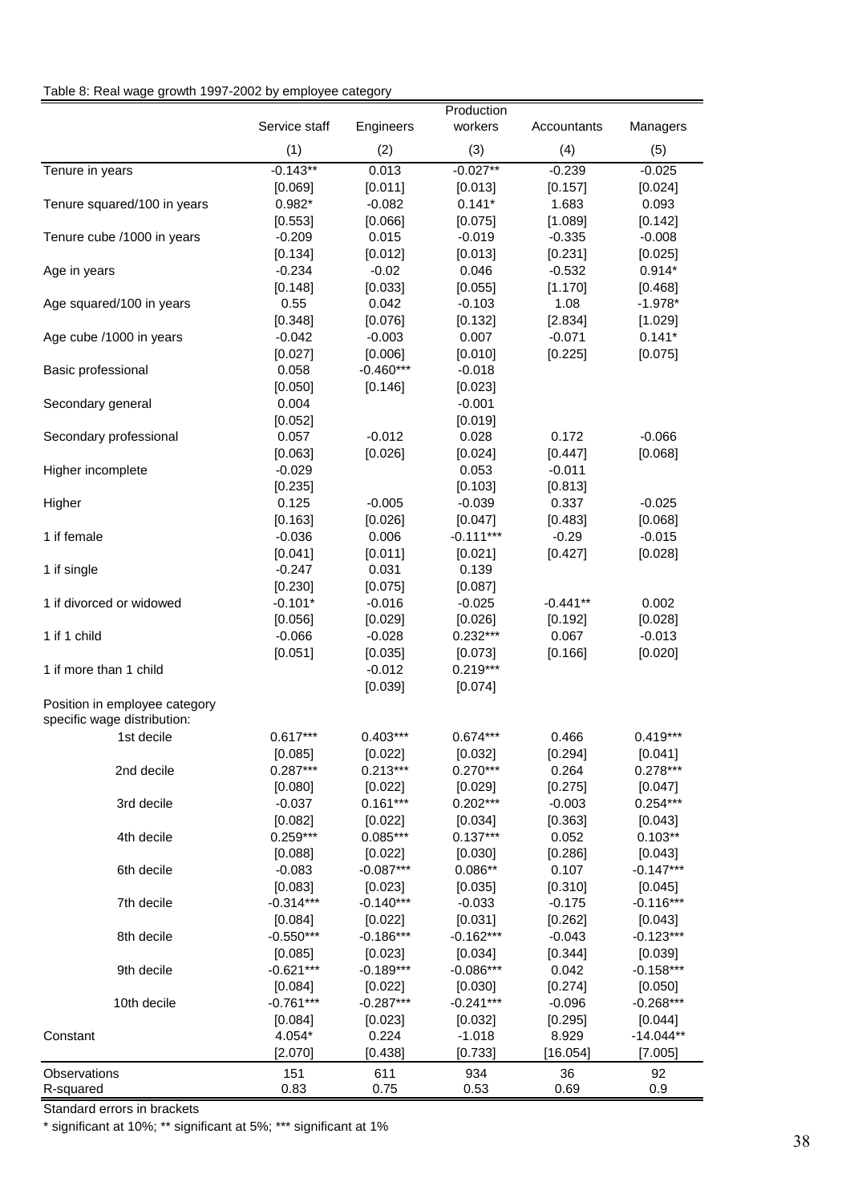Table 8: Real wage growth 1997-2002 by employee category

| | Service staff | Engineers | Production workers | Accountants | Managers |
|---|---|---|---|---|---|
| | (1) | (2) | (3) | (4) | (5) |
| Tenure in years | -0.143** | 0.013 | -0.027** | -0.239 | -0.025 |
| | [0.069] | [0.011] | [0.013] | [0.157] | [0.024] |
| Tenure squared/100 in years | 0.982* | -0.082 | 0.141* | 1.683 | 0.093 |
| | [0.553] | [0.066] | [0.075] | [1.089] | [0.142] |
| Tenure cube /1000 in years | -0.209 | 0.015 | -0.019 | -0.335 | -0.008 |
| | [0.134] | [0.012] | [0.013] | [0.231] | [0.025] |
| Age in years | -0.234 | -0.02 | 0.046 | -0.532 | 0.914* |
| | [0.148] | [0.033] | [0.055] | [1.170] | [0.468] |
| Age squared/100 in years | 0.55 | 0.042 | -0.103 | 1.08 | -1.978* |
| | [0.348] | [0.076] | [0.132] | [2.834] | [1.029] |
| Age cube /1000 in years | -0.042 | -0.003 | 0.007 | -0.071 | 0.141* |
| | [0.027] | [0.006] | [0.010] | [0.225] | [0.075] |
| Basic professional | 0.058 | -0.460*** | -0.018 | | |
| | [0.050] | [0.146] | [0.023] | | |
| Secondary general | 0.004 | | -0.001 | | |
| | [0.052] | | [0.019] | | |
| Secondary professional | 0.057 | -0.012 | 0.028 | 0.172 | -0.066 |
| | [0.063] | [0.026] | [0.024] | [0.447] | [0.068] |
| Higher incomplete | -0.029 | | 0.053 | -0.011 | |
| | [0.235] | | [0.103] | [0.813] | |
| Higher | 0.125 | -0.005 | -0.039 | 0.337 | -0.025 |
| | [0.163] | [0.026] | [0.047] | [0.483] | [0.068] |
| 1 if female | -0.036 | 0.006 | -0.111*** | -0.29 | -0.015 |
| | [0.041] | [0.011] | [0.021] | [0.427] | [0.028] |
| 1 if single | -0.247 | 0.031 | 0.139 | | |
| | [0.230] | [0.075] | [0.087] | | |
| 1 if divorced or widowed | -0.101* | -0.016 | -0.025 | -0.441** | 0.002 |
| | [0.056] | [0.029] | [0.026] | [0.192] | [0.028] |
| 1 if 1 child | -0.066 | -0.028 | 0.232*** | 0.067 | -0.013 |
| | [0.051] | [0.035] | [0.073] | [0.166] | [0.020] |
| 1 if more than 1 child | | -0.012 | 0.219*** | | |
| | | [0.039] | [0.074] | | |
| Position in employee category specific wage distribution: | | | | | |
| 1st decile | 0.617*** | 0.403*** | 0.674*** | 0.466 | 0.419*** |
| | [0.085] | [0.022] | [0.032] | [0.294] | [0.041] |
| 2nd decile | 0.287*** | 0.213*** | 0.270*** | 0.264 | 0.278*** |
| | [0.080] | [0.022] | [0.029] | [0.275] | [0.047] |
| 3rd decile | -0.037 | 0.161*** | 0.202*** | -0.003 | 0.254*** |
| | [0.082] | [0.022] | [0.034] | [0.363] | [0.043] |
| 4th decile | 0.259*** | 0.085*** | 0.137*** | 0.052 | 0.103** |
| | [0.088] | [0.022] | [0.030] | [0.286] | [0.043] |
| 6th decile | -0.083 | -0.087*** | 0.086** | 0.107 | -0.147*** |
| | [0.083] | [0.023] | [0.035] | [0.310] | [0.045] |
| 7th decile | -0.314*** | -0.140*** | -0.033 | -0.175 | -0.116*** |
| | [0.084] | [0.022] | [0.031] | [0.262] | [0.043] |
| 8th decile | -0.550*** | -0.186*** | -0.162*** | -0.043 | -0.123*** |
| | [0.085] | [0.023] | [0.034] | [0.344] | [0.039] |
| 9th decile | -0.621*** | -0.189*** | -0.086*** | 0.042 | -0.158*** |
| | [0.084] | [0.022] | [0.030] | [0.274] | [0.050] |
| 10th decile | -0.761*** | -0.287*** | -0.241*** | -0.096 | -0.268*** |
| | [0.084] | [0.023] | [0.032] | [0.295] | [0.044] |
| Constant | 4.054* | 0.224 | -1.018 | 8.929 | -14.044** |
| | [2.070] | [0.438] | [0.733] | [16.054] | [7.005] |
| Observations | 151 | 611 | 934 | 36 | 92 |
| R-squared | 0.83 | 0.75 | 0.53 | 0.69 | 0.9 |

Standard errors in brackets

* significant at 10%; ** significant at 5%; *** significant at 1%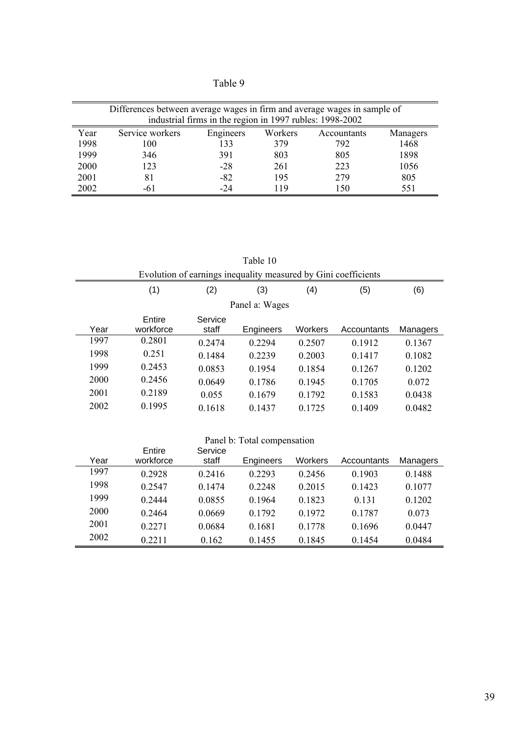Table 9

| Differences between average wages in firm and average wages in sample of industrial firms in the region in 1997 rubles: 1998-2002 | | | | | |
|---|---|---|---|---|---|
| Year | Service workers | Engineers | Workers | Accountants | Managers |
| 1998 | 100 | 133 | 379 | 792 | 1468 |
| 1999 | 346 | 391 | 803 | 805 | 1898 |
| 2000 | 123 | -28 | 261 | 223 | 1056 |
| 2001 | 81 | -82 | 195 | 279 | 805 |
| 2002 | -61 | -24 | 119 | 150 | 551 |

Table 10

Evolution of earnings inequality measured by Gini coefficients

| | (1) | (2) | (3) | (4) | (5) | (6) |
|---|---|---|---|---|---|---|
| | | | Panel a: Wages | | | |
| Year | Entire workforce | Service staff | Engineers | Workers | Accountants | Managers |
| 1997 | 0.2801 | 0.2474 | 0.2294 | 0.2507 | 0.1912 | 0.1367 |
| 1998 | 0.251 | 0.1484 | 0.2239 | 0.2003 | 0.1417 | 0.1082 |
| 1999 | 0.2453 | 0.0853 | 0.1954 | 0.1854 | 0.1267 | 0.1202 |
| 2000 | 0.2456 | 0.0649 | 0.1786 | 0.1945 | 0.1705 | 0.072 |
| 2001 | 0.2189 | 0.055 | 0.1679 | 0.1792 | 0.1583 | 0.0438 |
| 2002 | 0.1995 | 0.1618 | 0.1437 | 0.1725 | 0.1409 | 0.0482 |
| | | | Panel b: Total compensation | | | |
| Year | Entire workforce | Service staff | Engineers | Workers | Accountants | Managers |
| 1997 | 0.2928 | 0.2416 | 0.2293 | 0.2456 | 0.1903 | 0.1488 |
| 1998 | 0.2547 | 0.1474 | 0.2248 | 0.2015 | 0.1423 | 0.1077 |
| 1999 | 0.2444 | 0.0855 | 0.1964 | 0.1823 | 0.131 | 0.1202 |
| 2000 | 0.2464 | 0.0669 | 0.1792 | 0.1972 | 0.1787 | 0.073 |
| 2001 | 0.2271 | 0.0684 | 0.1681 | 0.1778 | 0.1696 | 0.0447 |
| 2002 | 0.2211 | 0.162 | 0.1455 | 0.1845 | 0.1454 | 0.0484 |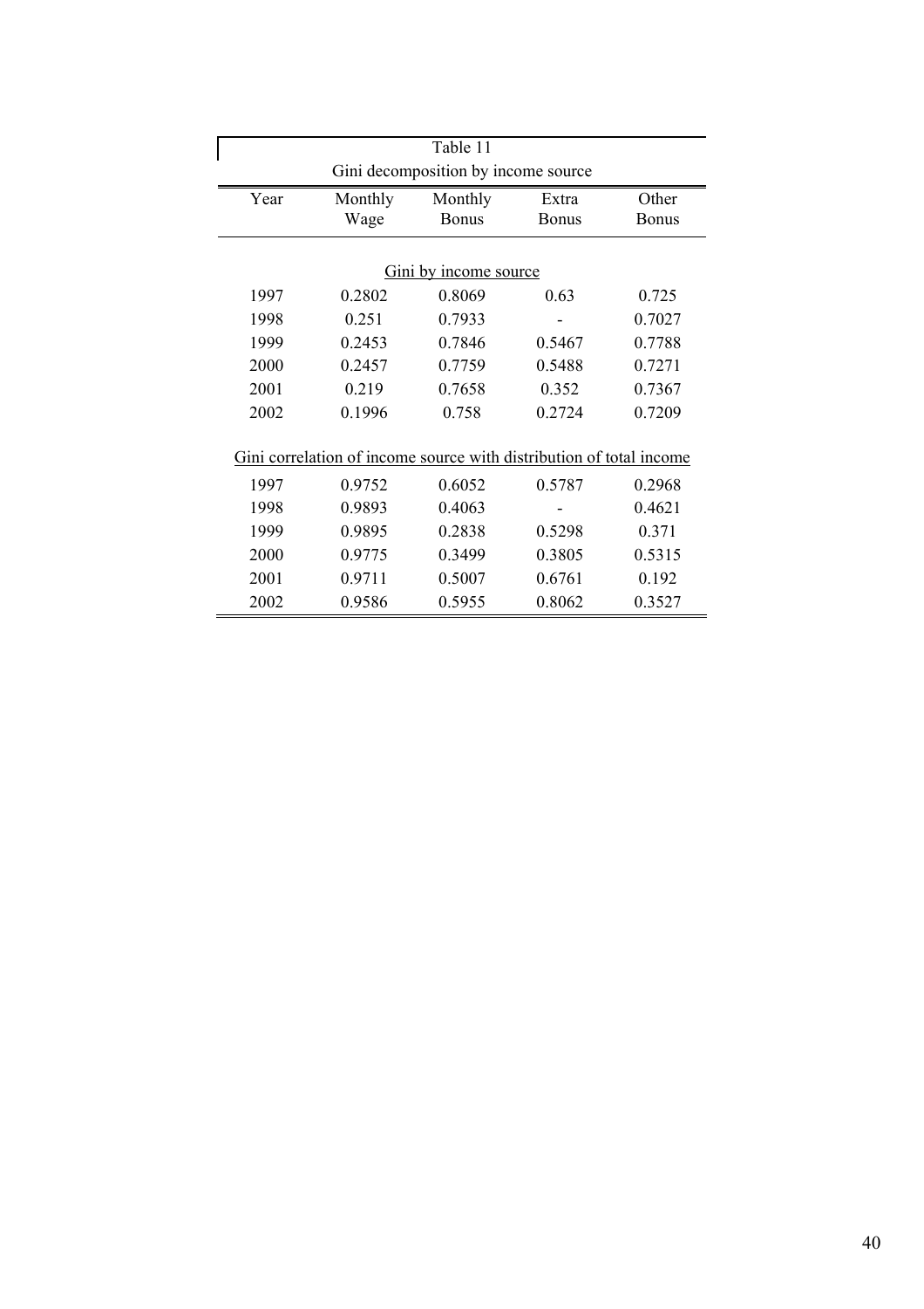Table 11

Gini decomposition by income source

| Year | Monthly Wage | Monthly Bonus | Extra Bonus | Other Bonus |
|---|---|---|---|---|
| | | Gini by income source | | |
| 1997 | 0.2802 | 0.8069 | 0.63 | 0.725 |
| 1998 | 0.251 | 0.7933 | - | 0.7027 |
| 1999 | 0.2453 | 0.7846 | 0.5467 | 0.7788 |
| 2000 | 0.2457 | 0.7759 | 0.5488 | 0.7271 |
| 2001 | 0.219 | 0.7658 | 0.352 | 0.7367 |
| 2002 | 0.1996 | 0.758 | 0.2724 | 0.7209 |
| | | Gini correlation of income source with distribution of total income | | |
| 1997 | 0.9752 | 0.6052 | 0.5787 | 0.2968 |
| 1998 | 0.9893 | 0.4063 | - | 0.4621 |
| 1999 | 0.9895 | 0.2838 | 0.5298 | 0.371 |
| 2000 | 0.9775 | 0.3499 | 0.3805 | 0.5315 |
| 2001 | 0.9711 | 0.5007 | 0.6761 | 0.192 |
| 2002 | 0.9586 | 0.5955 | 0.8062 | 0.3527 |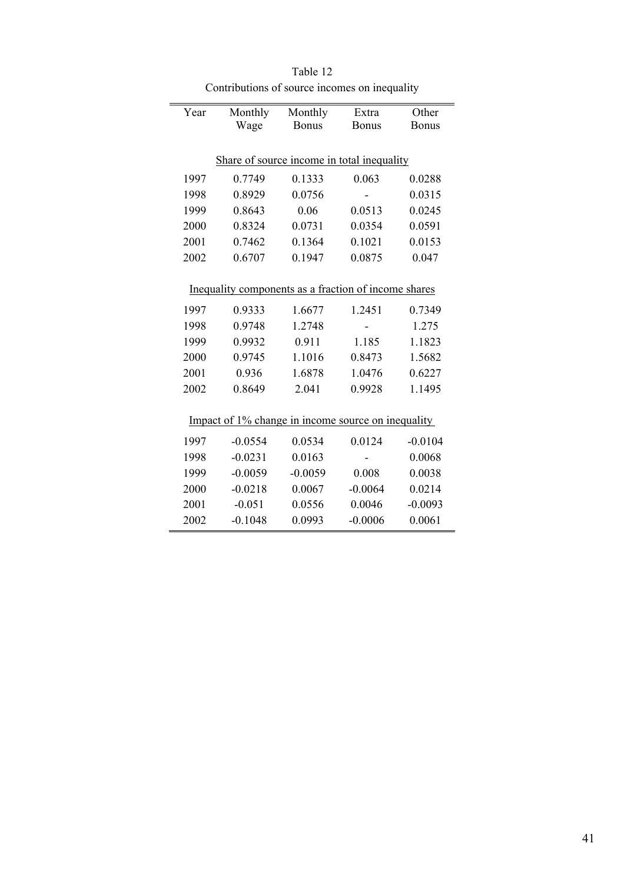Table 12
Contributions of source incomes on inequality

| Year | Monthly Wage | Monthly Bonus | Extra Bonus | Other Bonus |
|---|---|---|---|---|
| | Share of source income in total inequality | | | |
| 1997 | 0.7749 | 0.1333 | 0.063 | 0.0288 |
| 1998 | 0.8929 | 0.0756 | - | 0.0315 |
| 1999 | 0.8643 | 0.06 | 0.0513 | 0.0245 |
| 2000 | 0.8324 | 0.0731 | 0.0354 | 0.0591 |
| 2001 | 0.7462 | 0.1364 | 0.1021 | 0.0153 |
| 2002 | 0.6707 | 0.1947 | 0.0875 | 0.047 |
| | Inequality components as a fraction of income shares | | | |
| 1997 | 0.9333 | 1.6677 | 1.2451 | 0.7349 |
| 1998 | 0.9748 | 1.2748 | - | 1.275 |
| 1999 | 0.9932 | 0.911 | 1.185 | 1.1823 |
| 2000 | 0.9745 | 1.1016 | 0.8473 | 1.5682 |
| 2001 | 0.936 | 1.6878 | 1.0476 | 0.6227 |
| 2002 | 0.8649 | 2.041 | 0.9928 | 1.1495 |
| | Impact of 1% change in income source on inequality | | | |
| 1997 | -0.0554 | 0.0534 | 0.0124 | -0.0104 |
| 1998 | -0.0231 | 0.0163 | - | 0.0068 |
| 1999 | -0.0059 | -0.0059 | 0.008 | 0.0038 |
| 2000 | -0.0218 | 0.0067 | -0.0064 | 0.0214 |
| 2001 | -0.051 | 0.0556 | 0.0046 | -0.0093 |
| 2002 | -0.1048 | 0.0993 | -0.0006 | 0.0061 |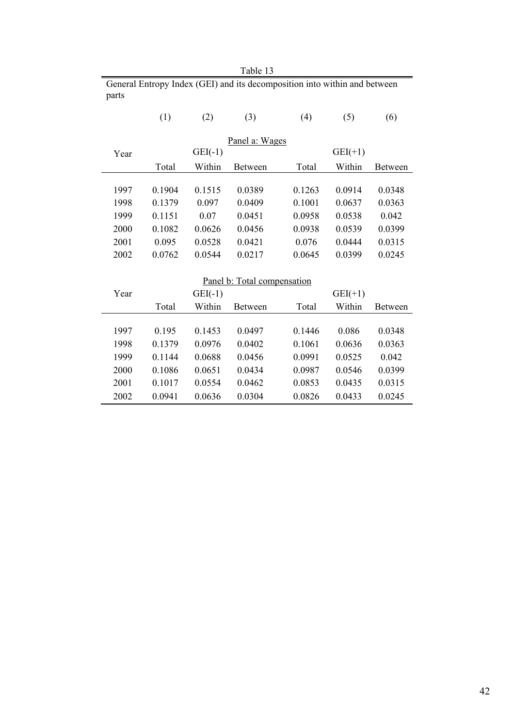Table 13

General Entropy Index (GEI) and its decomposition into within and between parts

| | (1) | (2) | (3) | (4) | (5) | (6) |
|---|---|---|---|---|---|---|
| | | | Panel a: Wages | | | |
| Year | | GEI(-1) | | | GEI(+1) | |
| | Total | Within | Between | Total | Within | Between |
| 1997 | 0.1904 | 0.1515 | 0.0389 | 0.1263 | 0.0914 | 0.0348 |
| 1998 | 0.1379 | 0.097 | 0.0409 | 0.1001 | 0.0637 | 0.0363 |
| 1999 | 0.1151 | 0.07 | 0.0451 | 0.0958 | 0.0538 | 0.042 |
| 2000 | 0.1082 | 0.0626 | 0.0456 | 0.0938 | 0.0539 | 0.0399 |
| 2001 | 0.095 | 0.0528 | 0.0421 | 0.076 | 0.0444 | 0.0315 |
| 2002 | 0.0762 | 0.0544 | 0.0217 | 0.0645 | 0.0399 | 0.0245 |
| | | | Panel b: Total compensation | | | |
| Year | | GEI(-1) | | | GEI(+1) | |
| | Total | Within | Between | Total | Within | Between |
| 1997 | 0.195 | 0.1453 | 0.0497 | 0.1446 | 0.086 | 0.0348 |
| 1998 | 0.1379 | 0.0976 | 0.0402 | 0.1061 | 0.0636 | 0.0363 |
| 1999 | 0.1144 | 0.0688 | 0.0456 | 0.0991 | 0.0525 | 0.042 |
| 2000 | 0.1086 | 0.0651 | 0.0434 | 0.0987 | 0.0546 | 0.0399 |
| 2001 | 0.1017 | 0.0554 | 0.0462 | 0.0853 | 0.0435 | 0.0315 |
| 2002 | 0.0941 | 0.0636 | 0.0304 | 0.0826 | 0.0433 | 0.0245 |